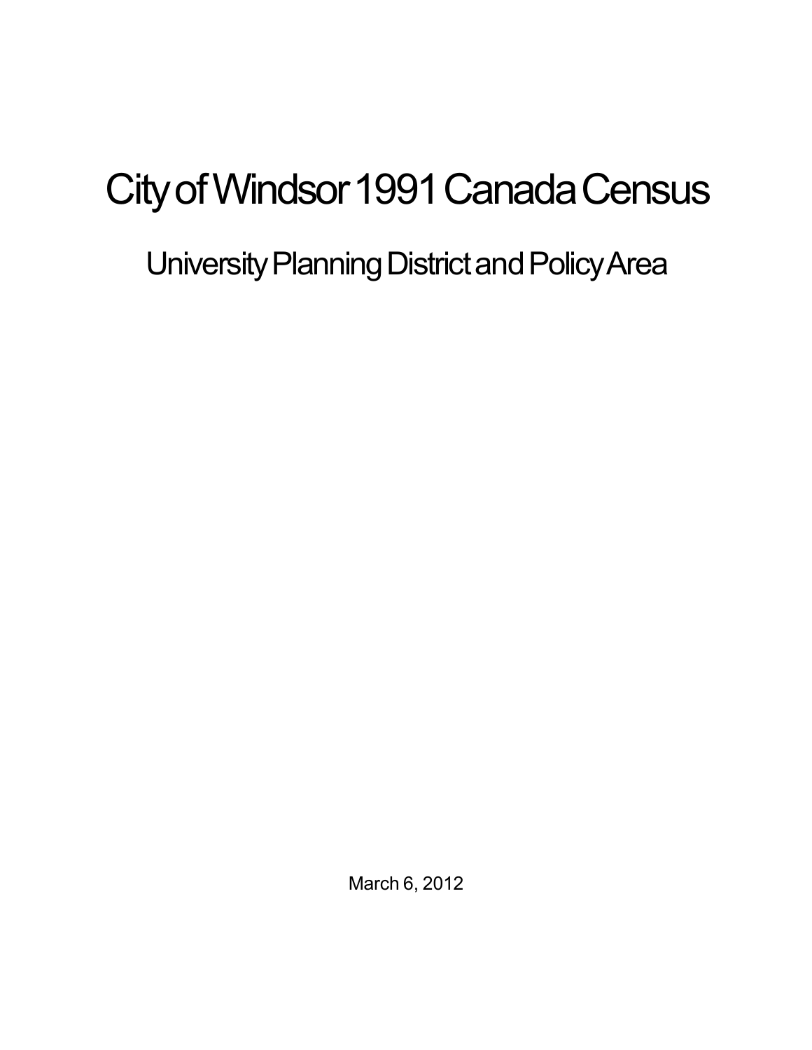# City of Windsor 1991 Canada Census

## University Planning District and Policy Area

March 6, 2012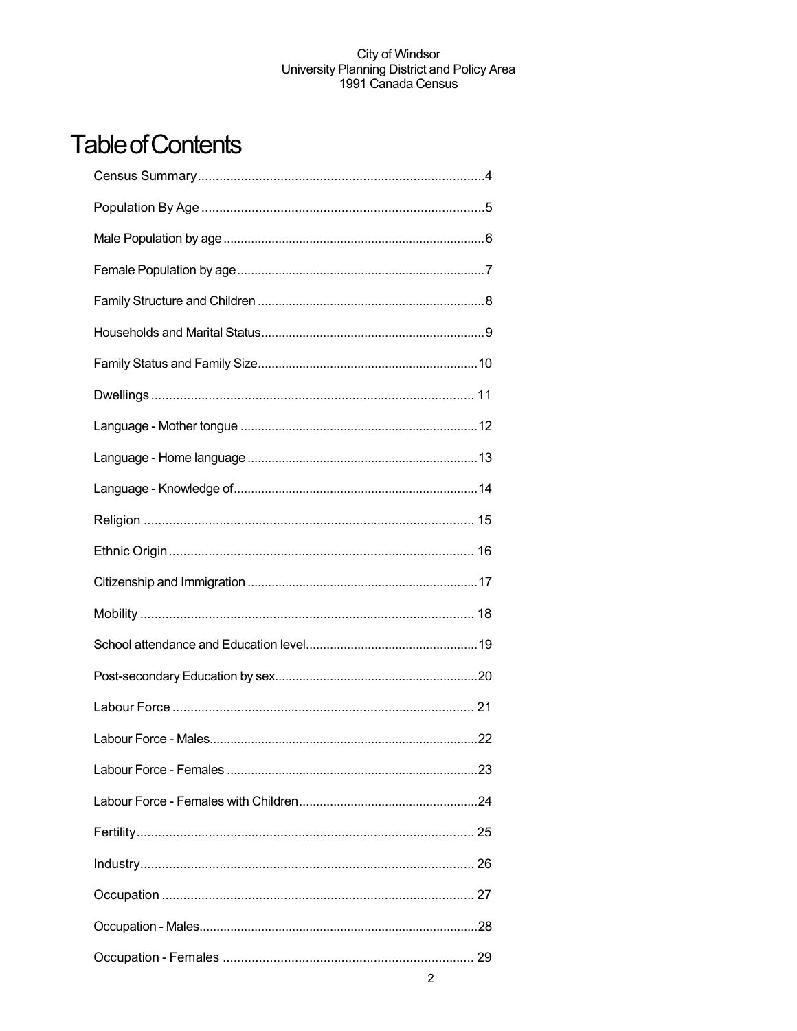# Table of Contents

Census Summary....................................................................................4

Population By Age ...............................................................................5

Male Population by age ..........................................................................6

Female Population by age.......................................................................7

Family Structure and Children .................................................................8

Households and Marital Status................................................................9

Family Status and Family Size...............................................................10

Dwellings ......................................................................................... 11

Language - Mother tongue ....................................................................12

Language - Home language ..................................................................13

Language - Knowledge of.....................................................................14

Religion ........................................................................................... 15

Ethnic Origin..................................................................................... 16

Citizenship and Immigration ..................................................................17

Mobility ............................................................................................ 18

School attendance and Education level.................................................19

Post-secondary Education by sex..........................................................20

Labour Force .................................................................................... 21

Labour Force - Males............................................................................22

Labour Force - Females .......................................................................23

Labour Force - Females with Children...................................................24

Fertility.............................................................................................. 25

Industry............................................................................................. 26

Occupation ....................................................................................... 27

Occupation - Males...............................................................................28

Occupation - Females ...................................................................... 29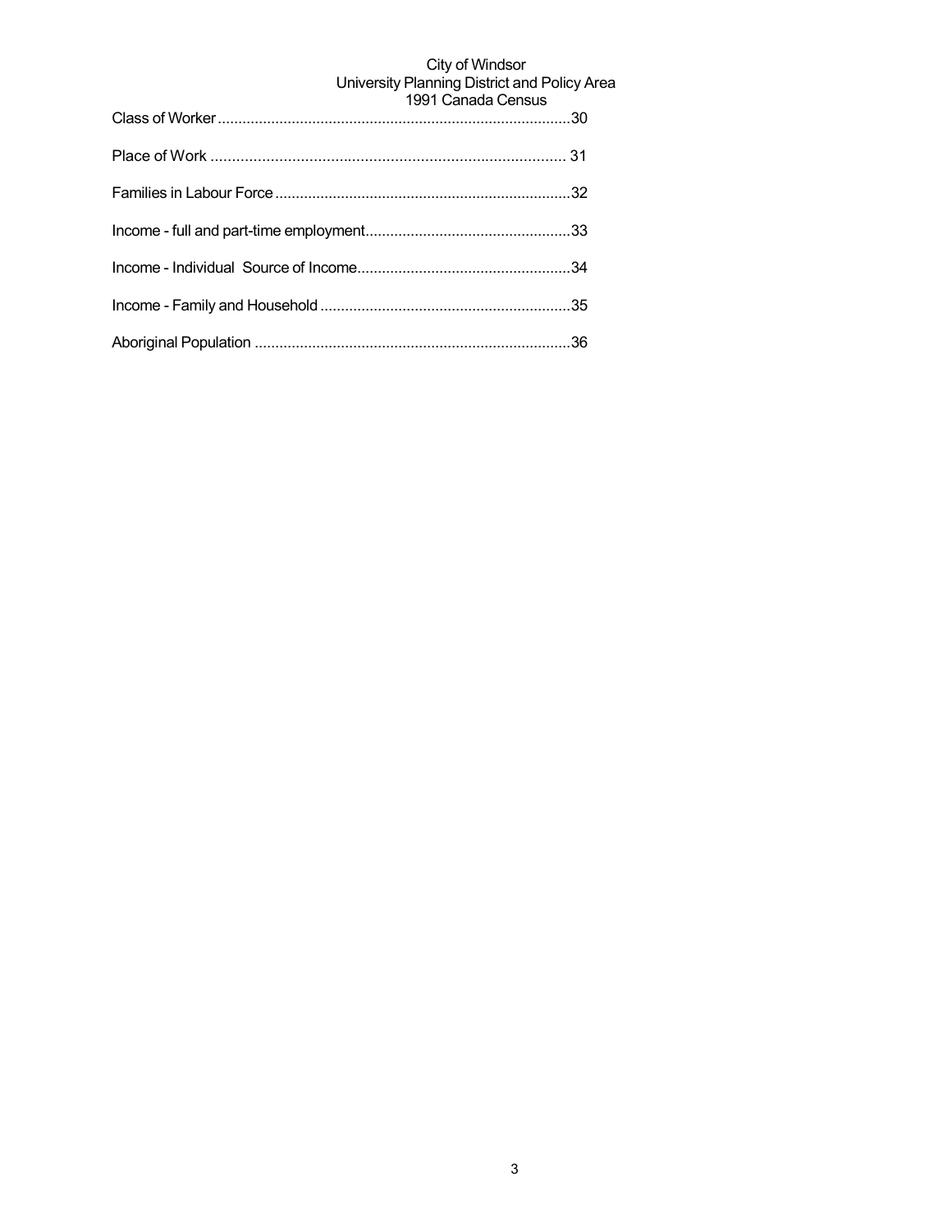Class of Worker......................................................................................30

Place of Work .................................................................................... 31

Families in Labour Force ........................................................................32

Income - full and part-time employment..................................................33

Income - Individual Source of Income....................................................34

Income - Family and Household .............................................................35

Aboriginal Population .............................................................................36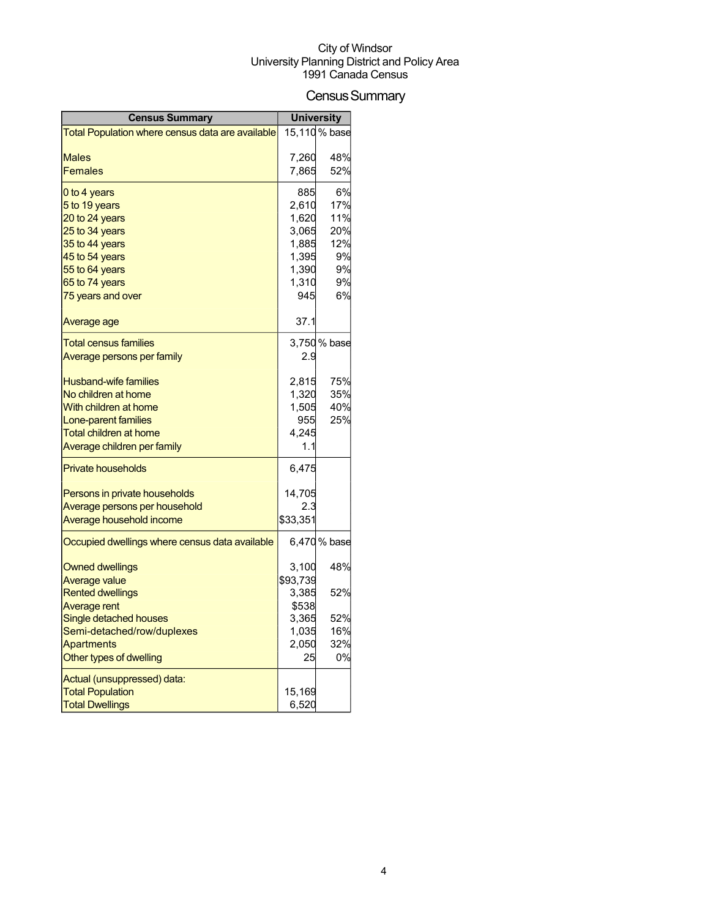City of Windsor
University Planning District and Policy Area
1991 Canada Census

# Census Summary

| Census Summary | University | |
|---|---|---|
| Total Population where census data are available | 15,110 | % base |
| Males | 7,260 | 48% |
| Females | 7,865 | 52% |
| 0 to 4 years | 885 | 6% |
| 5 to 19 years | 2,610 | 17% |
| 20 to 24 years | 1,620 | 11% |
| 25 to 34 years | 3,065 | 20% |
| 35 to 44 years | 1,885 | 12% |
| 45 to 54 years | 1,395 | 9% |
| 55 to 64 years | 1,390 | 9% |
| 65 to 74 years | 1,310 | 9% |
| 75 years and over | 945 | 6% |
| Average age | 37.1 | |
| Total census families | 3,750 | % base |
| Average persons per family | 2.9 | |
| Husband-wife families | 2,815 | 75% |
| No children at home | 1,320 | 35% |
| With children at home | 1,505 | 40% |
| Lone-parent families | 955 | 25% |
| Total children at home | 4,245 | |
| Average children per family | 1.1 | |
| Private households | 6,475 | |
| Persons in private households | 14,705 | |
| Average persons per household | 2.3 | |
| Average household income | $33,351 | |
| Occupied dwellings where census data available | 6,470 | % base |
| Owned dwellings | 3,100 | 48% |
| Average value | $93,739 | |
| Rented dwellings | 3,385 | 52% |
| Average rent | $538 | |
| Single detached houses | 3,365 | 52% |
| Semi-detached/row/duplexes | 1,035 | 16% |
| Apartments | 2,050 | 32% |
| Other types of dwelling | 25 | 0% |
| Actual (unsuppressed) data: | | |
| Total Population | 15,169 | |
| Total Dwellings | 6,520 | |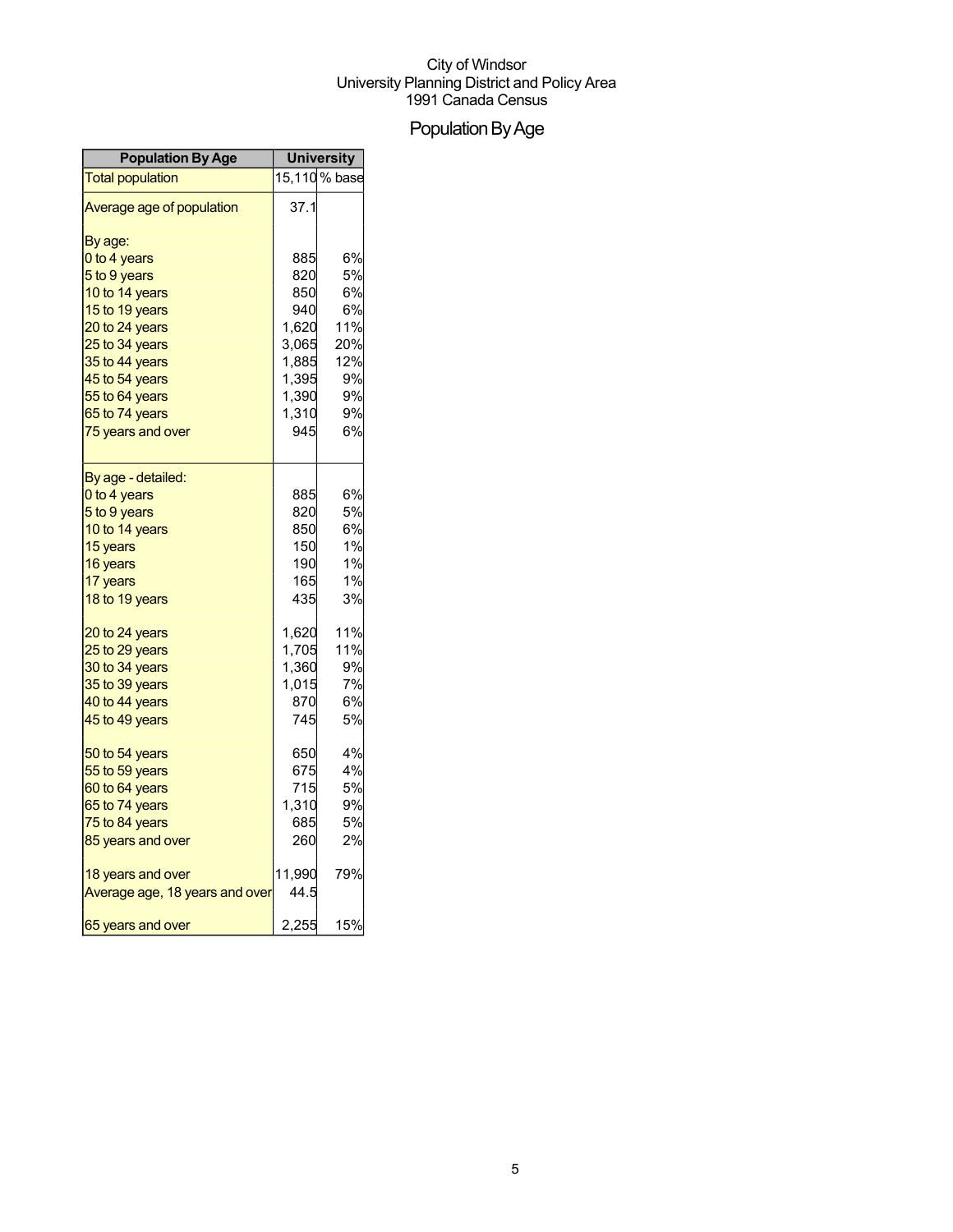City of Windsor
University Planning District and Policy Area
1991 Canada Census

# Population By Age

| Population By Age | University | |
|---|---|---|
| Total population | 15,110 | % base |
| Average age of population | 37.1 | |
| By age: | | |
| 0 to 4 years | 885 | 6% |
| 5 to 9 years | 820 | 5% |
| 10 to 14 years | 850 | 6% |
| 15 to 19 years | 940 | 6% |
| 20 to 24 years | 1,620 | 11% |
| 25 to 34 years | 3,065 | 20% |
| 35 to 44 years | 1,885 | 12% |
| 45 to 54 years | 1,395 | 9% |
| 55 to 64 years | 1,390 | 9% |
| 65 to 74 years | 1,310 | 9% |
| 75 years and over | 945 | 6% |
| By age - detailed: | | |
| 0 to 4 years | 885 | 6% |
| 5 to 9 years | 820 | 5% |
| 10 to 14 years | 850 | 6% |
| 15 years | 150 | 1% |
| 16 years | 190 | 1% |
| 17 years | 165 | 1% |
| 18 to 19 years | 435 | 3% |
| 20 to 24 years | 1,620 | 11% |
| 25 to 29 years | 1,705 | 11% |
| 30 to 34 years | 1,360 | 9% |
| 35 to 39 years | 1,015 | 7% |
| 40 to 44 years | 870 | 6% |
| 45 to 49 years | 745 | 5% |
| 50 to 54 years | 650 | 4% |
| 55 to 59 years | 675 | 4% |
| 60 to 64 years | 715 | 5% |
| 65 to 74 years | 1,310 | 9% |
| 75 to 84 years | 685 | 5% |
| 85 years and over | 260 | 2% |
| 18 years and over | 11,990 | 79% |
| Average age, 18 years and over | 44.5 | |
| 65 years and over | 2,255 | 15% |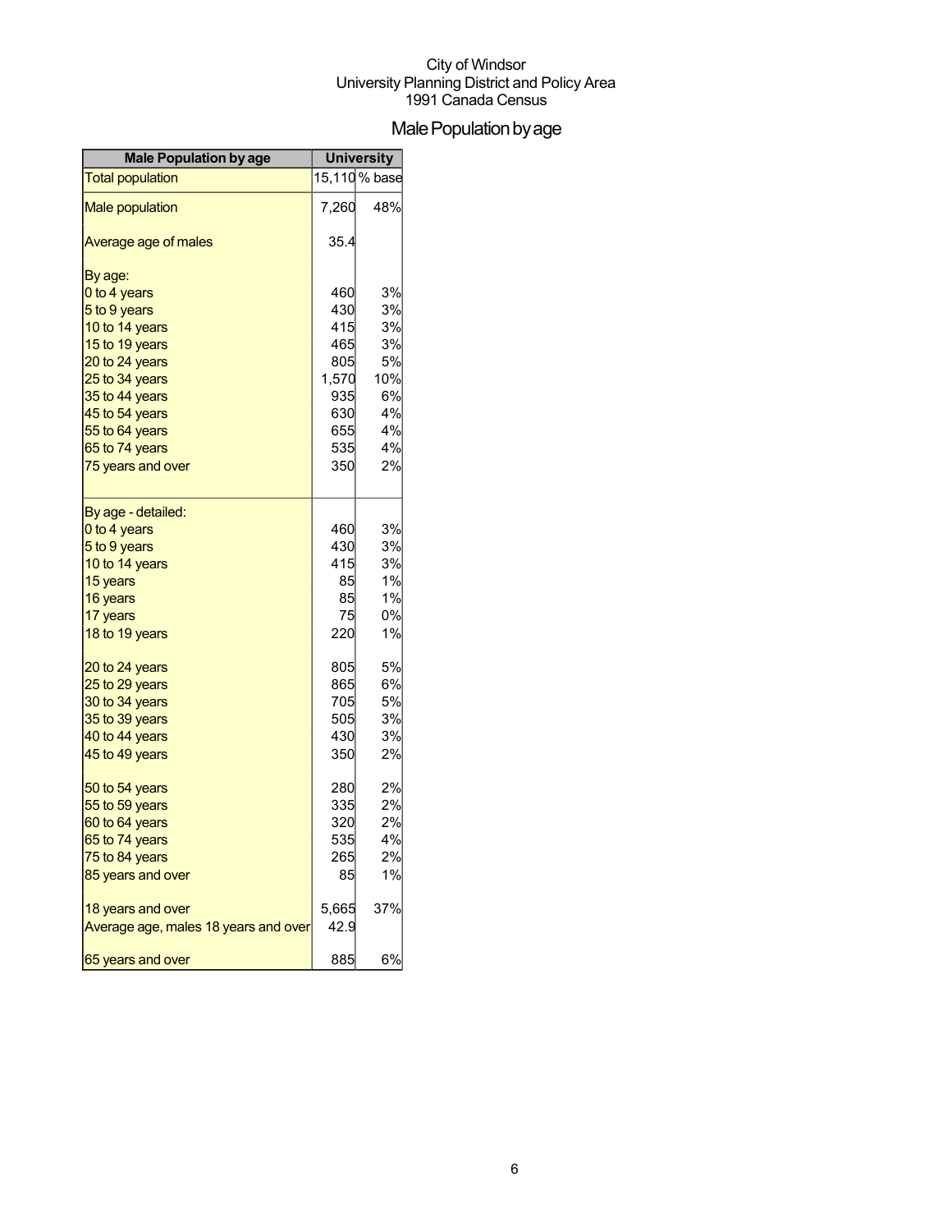City of Windsor
University Planning District and Policy Area
1991 Canada Census

# Male Population by age

| Male Population by age | University | |
|---|---|---|
| Total population | 15,110 | % base |
| Male population | 7,260 | 48% |
| Average age of males | 35.4 | |
| By age: | | |
| 0 to 4 years | 460 | 3% |
| 5 to 9 years | 430 | 3% |
| 10 to 14 years | 415 | 3% |
| 15 to 19 years | 465 | 3% |
| 20 to 24 years | 805 | 5% |
| 25 to 34 years | 1,570 | 10% |
| 35 to 44 years | 935 | 6% |
| 45 to 54 years | 630 | 4% |
| 55 to 64 years | 655 | 4% |
| 65 to 74 years | 535 | 4% |
| 75 years and over | 350 | 2% |
| By age - detailed: | | |
| 0 to 4 years | 460 | 3% |
| 5 to 9 years | 430 | 3% |
| 10 to 14 years | 415 | 3% |
| 15 years | 85 | 1% |
| 16 years | 85 | 1% |
| 17 years | 75 | 0% |
| 18 to 19 years | 220 | 1% |
| 20 to 24 years | 805 | 5% |
| 25 to 29 years | 865 | 6% |
| 30 to 34 years | 705 | 5% |
| 35 to 39 years | 505 | 3% |
| 40 to 44 years | 430 | 3% |
| 45 to 49 years | 350 | 2% |
| 50 to 54 years | 280 | 2% |
| 55 to 59 years | 335 | 2% |
| 60 to 64 years | 320 | 2% |
| 65 to 74 years | 535 | 4% |
| 75 to 84 years | 265 | 2% |
| 85 years and over | 85 | 1% |
| 18 years and over | 5,665 | 37% |
| Average age, males 18 years and over | 42.9 | |
| 65 years and over | 885 | 6% |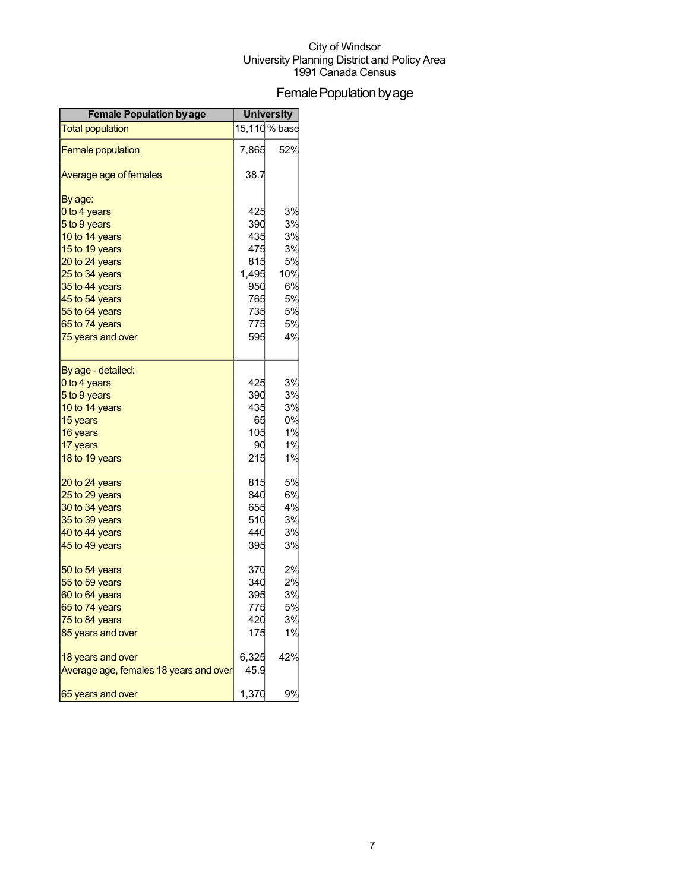City of Windsor
University Planning District and Policy Area
1991 Canada Census

# Female Population by age

| Female Population by age | University | |
|---|---|---|
| Total population | 15,110 | % base |
| Female population | 7,865 | 52% |
| Average age of females | 38.7 | |
| By age: | | |
| 0 to 4 years | 425 | 3% |
| 5 to 9 years | 390 | 3% |
| 10 to 14 years | 435 | 3% |
| 15 to 19 years | 475 | 3% |
| 20 to 24 years | 815 | 5% |
| 25 to 34 years | 1,495 | 10% |
| 35 to 44 years | 950 | 6% |
| 45 to 54 years | 765 | 5% |
| 55 to 64 years | 735 | 5% |
| 65 to 74 years | 775 | 5% |
| 75 years and over | 595 | 4% |
| By age - detailed: | | |
| 0 to 4 years | 425 | 3% |
| 5 to 9 years | 390 | 3% |
| 10 to 14 years | 435 | 3% |
| 15 years | 65 | 0% |
| 16 years | 105 | 1% |
| 17 years | 90 | 1% |
| 18 to 19 years | 215 | 1% |
| 20 to 24 years | 815 | 5% |
| 25 to 29 years | 840 | 6% |
| 30 to 34 years | 655 | 4% |
| 35 to 39 years | 510 | 3% |
| 40 to 44 years | 440 | 3% |
| 45 to 49 years | 395 | 3% |
| 50 to 54 years | 370 | 2% |
| 55 to 59 years | 340 | 2% |
| 60 to 64 years | 395 | 3% |
| 65 to 74 years | 775 | 5% |
| 75 to 84 years | 420 | 3% |
| 85 years and over | 175 | 1% |
| 18 years and over | 6,325 | 42% |
| Average age, females 18 years and over | 45.9 | |
| 65 years and over | 1,370 | 9% |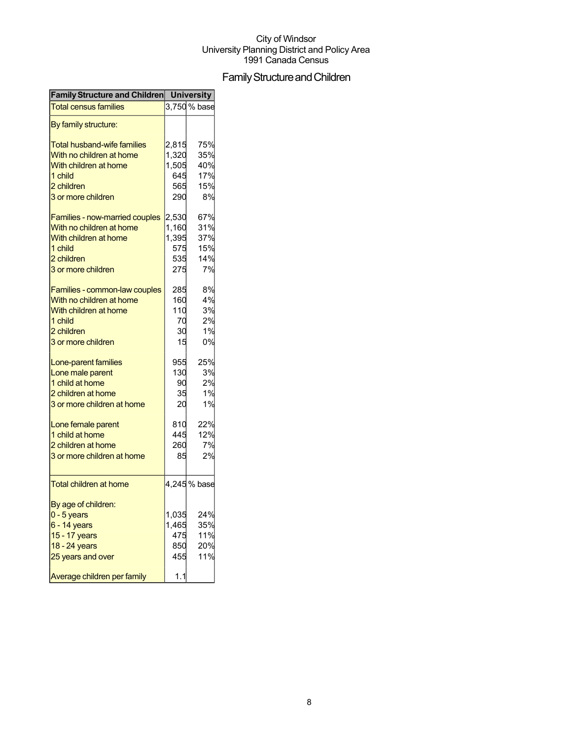City of Windsor
University Planning District and Policy Area
1991 Canada Census

# Family Structure and Children

| Family Structure and Children | University | |
|---|---|---|
| Total census families | 3,750 | % base |
| By family structure: | | |
| Total husband-wife families | 2,815 | 75% |
| With no children at home | 1,320 | 35% |
| With children at home | 1,505 | 40% |
| 1 child | 645 | 17% |
| 2 children | 565 | 15% |
| 3 or more children | 290 | 8% |
| Families - now-married couples | 2,530 | 67% |
| With no children at home | 1,160 | 31% |
| With children at home | 1,395 | 37% |
| 1 child | 575 | 15% |
| 2 children | 535 | 14% |
| 3 or more children | 275 | 7% |
| Families - common-law couples | 285 | 8% |
| With no children at home | 160 | 4% |
| With children at home | 110 | 3% |
| 1 child | 70 | 2% |
| 2 children | 30 | 1% |
| 3 or more children | 15 | 0% |
| Lone-parent families | 955 | 25% |
| Lone male parent | 130 | 3% |
| 1 child at home | 90 | 2% |
| 2 children at home | 35 | 1% |
| 3 or more children at home | 20 | 1% |
| Lone female parent | 810 | 22% |
| 1 child at home | 445 | 12% |
| 2 children at home | 260 | 7% |
| 3 or more children at home | 85 | 2% |
| Total children at home | 4,245 | % base |
| By age of children: | | |
| 0 - 5 years | 1,035 | 24% |
| 6 - 14 years | 1,465 | 35% |
| 15 - 17 years | 475 | 11% |
| 18 - 24 years | 850 | 20% |
| 25 years and over | 455 | 11% |
| Average children per family | 1.1 | |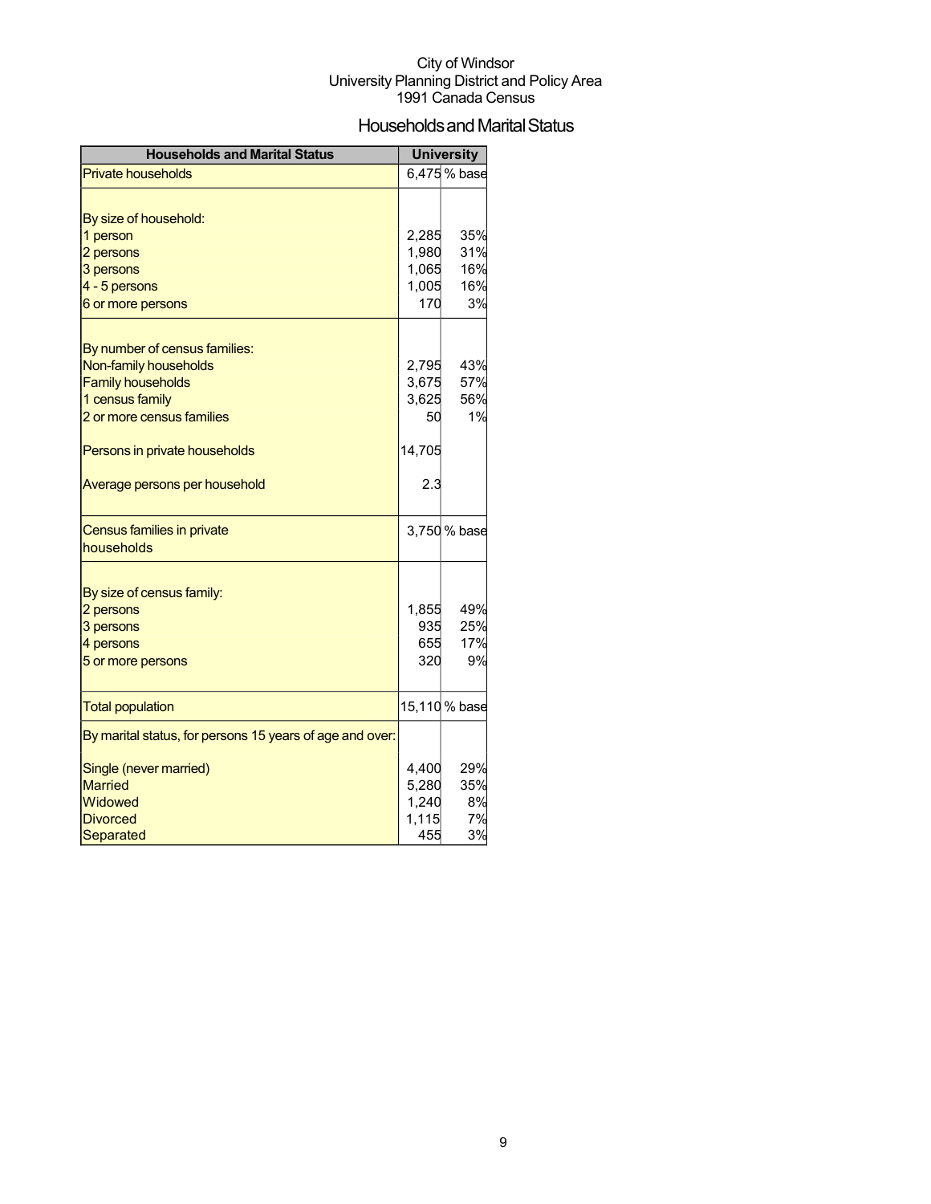City of Windsor
University Planning District and Policy Area
1991 Canada Census

# Households and Marital Status

| Households and Marital Status | University | |
|---|---|---|
| Private households | 6,475 | % base |
| | | |
| By size of household: | | |
| 1 person | 2,285 | 35% |
| 2 persons | 1,980 | 31% |
| 3 persons | 1,065 | 16% |
| 4 - 5 persons | 1,005 | 16% |
| 6 or more persons | 170 | 3% |
| | | |
| By number of census families: | | |
| Non-family households | 2,795 | 43% |
| Family households | 3,675 | 57% |
| 1 census family | 3,625 | 56% |
| 2 or more census families | 50 | 1% |
| | | |
| Persons in private households | 14,705 | |
| | | |
| Average persons per household | 2.3 | |
| | | |
| Census families in private households | 3,750 | % base |
| | | |
| By size of census family: | | |
| 2 persons | 1,855 | 49% |
| 3 persons | 935 | 25% |
| 4 persons | 655 | 17% |
| 5 or more persons | 320 | 9% |
| | | |
| Total population | 15,110 | % base |
| By marital status, for persons 15 years of age and over: | | |
| Single (never married) | 4,400 | 29% |
| Married | 5,280 | 35% |
| Widowed | 1,240 | 8% |
| Divorced | 1,115 | 7% |
| Separated | 455 | 3% |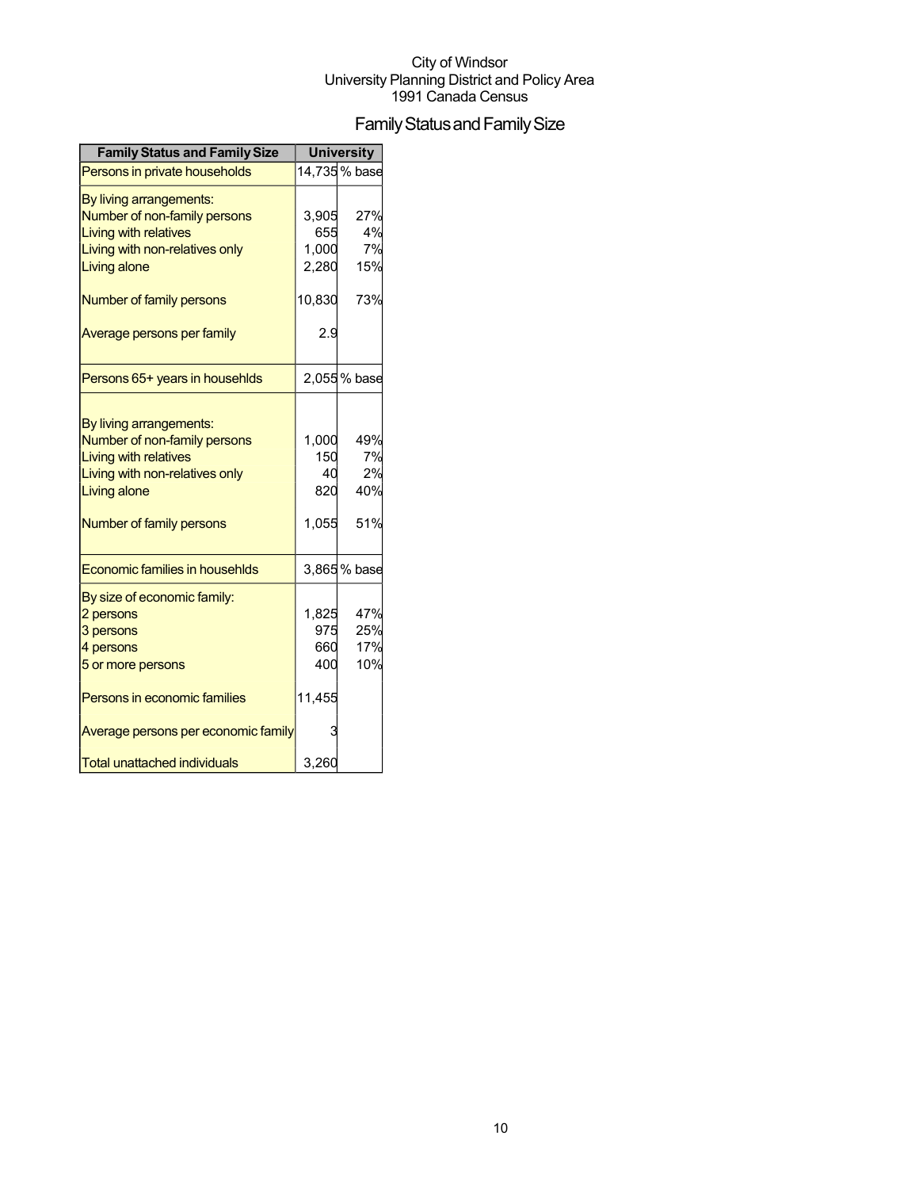City of Windsor
University Planning District and Policy Area
1991 Canada Census

# Family Status and Family Size

| Family Status and Family Size | University | |
|---|---|---|
| Persons in private households | 14,735 | % base |
| By living arrangements: | | |
| Number of non-family persons | 3,905 | 27% |
| Living with relatives | 655 | 4% |
| Living with non-relatives only | 1,000 | 7% |
| Living alone | 2,280 | 15% |
| Number of family persons | 10,830 | 73% |
| Average persons per family | 2.9 | |
| Persons 65+ years in househlds | 2,055 | % base |
| By living arrangements: | | |
| Number of non-family persons | 1,000 | 49% |
| Living with relatives | 150 | 7% |
| Living with non-relatives only | 40 | 2% |
| Living alone | 820 | 40% |
| Number of family persons | 1,055 | 51% |
| Economic families in househlds | 3,865 | % base |
| By size of economic family: | | |
| 2 persons | 1,825 | 47% |
| 3 persons | 975 | 25% |
| 4 persons | 660 | 17% |
| 5 or more persons | 400 | 10% |
| Persons in economic families | 11,455 | |
| Average persons per economic family | 3 | |
| Total unattached individuals | 3,260 | |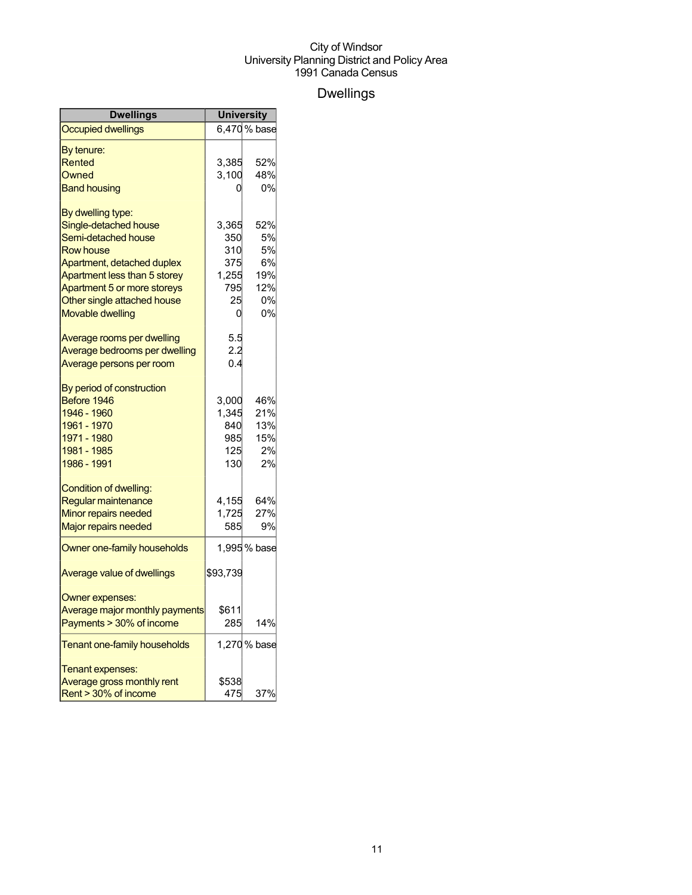City of Windsor
University Planning District and Policy Area
1991 Canada Census

# Dwellings

| Dwellings | University | |
|---|---|---|
| Occupied dwellings | 6,470 | % base |
| By tenure: | | |
| Rented | 3,385 | 52% |
| Owned | 3,100 | 48% |
| Band housing | 0 | 0% |
| By dwelling type: | | |
| Single-detached house | 3,365 | 52% |
| Semi-detached house | 350 | 5% |
| Row house | 310 | 5% |
| Apartment, detached duplex | 375 | 6% |
| Apartment less than 5 storey | 1,255 | 19% |
| Apartment 5 or more storeys | 795 | 12% |
| Other single attached house | 25 | 0% |
| Movable dwelling | 0 | 0% |
| Average rooms per dwelling | 5.5 | |
| Average bedrooms per dwelling | 2.2 | |
| Average persons per room | 0.4 | |
| By period of construction | | |
| Before 1946 | 3,000 | 46% |
| 1946 - 1960 | 1,345 | 21% |
| 1961 - 1970 | 840 | 13% |
| 1971 - 1980 | 985 | 15% |
| 1981 - 1985 | 125 | 2% |
| 1986 - 1991 | 130 | 2% |
| Condition of dwelling: | | |
| Regular maintenance | 4,155 | 64% |
| Minor repairs needed | 1,725 | 27% |
| Major repairs needed | 585 | 9% |
| Owner one-family households | 1,995 | % base |
| Average value of dwellings | $93,739 | |
| Owner expenses: | | |
| Average major monthly payments | $611 | |
| Payments > 30% of income | 285 | 14% |
| Tenant one-family households | 1,270 | % base |
| Tenant expenses: | | |
| Average gross monthly rent | $538 | |
| Rent > 30% of income | 475 | 37% |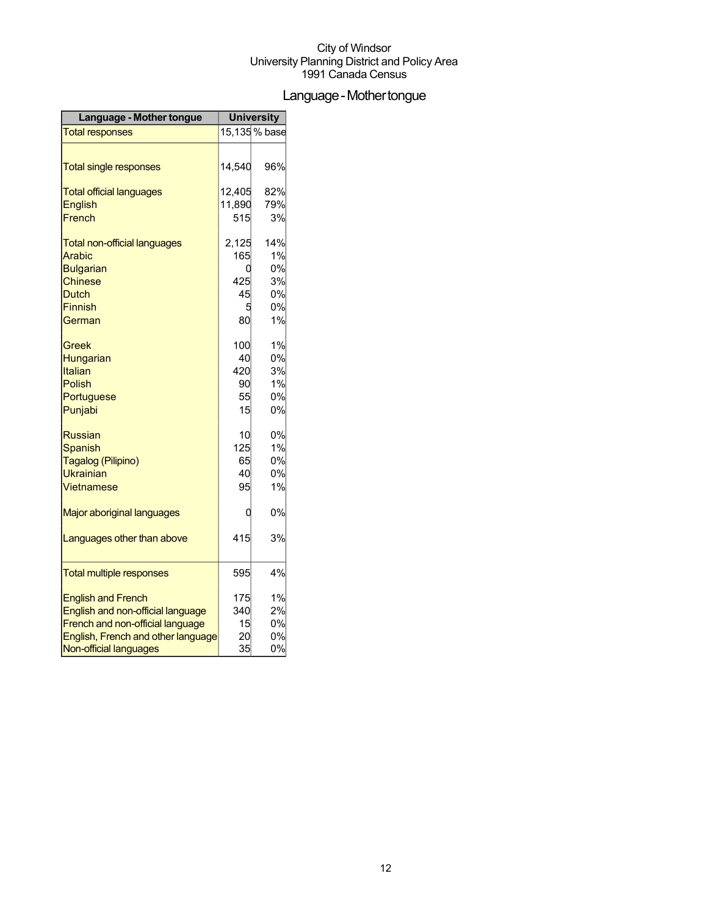City of Windsor
University Planning District and Policy Area
1991 Canada Census

# Language - Mother tongue

| Language - Mother tongue | University | |
|---|---|---|
| Total responses | 15,135 | % base |
| | | |
| Total single responses | 14,540 | 96% |
| | | |
| Total official languages | 12,405 | 82% |
| English | 11,890 | 79% |
| French | 515 | 3% |
| | | |
| Total non-official languages | 2,125 | 14% |
| Arabic | 165 | 1% |
| Bulgarian | 0 | 0% |
| Chinese | 425 | 3% |
| Dutch | 45 | 0% |
| Finnish | 5 | 0% |
| German | 80 | 1% |
| | | |
| Greek | 100 | 1% |
| Hungarian | 40 | 0% |
| Italian | 420 | 3% |
| Polish | 90 | 1% |
| Portuguese | 55 | 0% |
| Punjabi | 15 | 0% |
| | | |
| Russian | 10 | 0% |
| Spanish | 125 | 1% |
| Tagalog (Pilipino) | 65 | 0% |
| Ukrainian | 40 | 0% |
| Vietnamese | 95 | 1% |
| | | |
| Major aboriginal languages | 0 | 0% |
| | | |
| Languages other than above | 415 | 3% |
| | | |
| Total multiple responses | 595 | 4% |
| | | |
| English and French | 175 | 1% |
| English and non-official language | 340 | 2% |
| French and non-official language | 15 | 0% |
| English, French and other language | 20 | 0% |
| Non-official languages | 35 | 0% |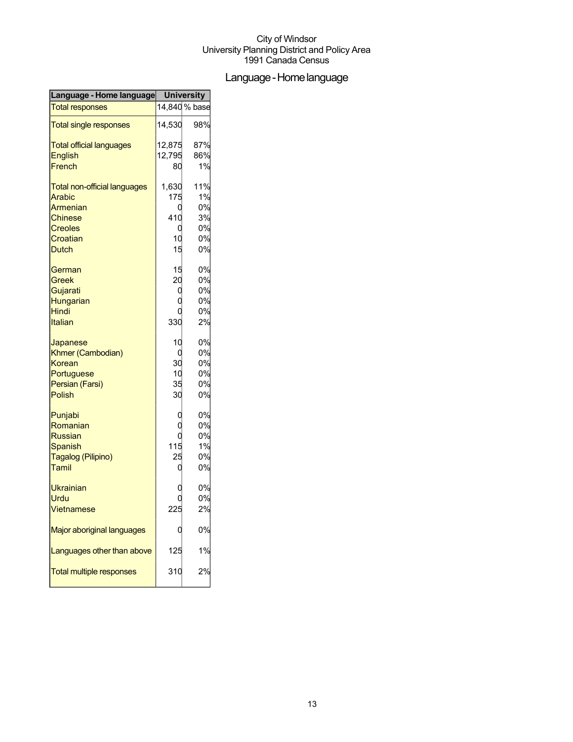City of Windsor
University Planning District and Policy Area
1991 Canada Census

# Language - Home language

| Language - Home language | University | |
|---|---|---|
| Total responses | 14,840 | % base |
| Total single responses | 14,530 | 98% |
| Total official languages | 12,875 | 87% |
| English | 12,795 | 86% |
| French | 80 | 1% |
| Total non-official languages | 1,630 | 11% |
| Arabic | 175 | 1% |
| Armenian | 0 | 0% |
| Chinese | 410 | 3% |
| Creoles | 0 | 0% |
| Croatian | 10 | 0% |
| Dutch | 15 | 0% |
| German | 15 | 0% |
| Greek | 20 | 0% |
| Gujarati | 0 | 0% |
| Hungarian | 0 | 0% |
| Hindi | 0 | 0% |
| Italian | 330 | 2% |
| Japanese | 10 | 0% |
| Khmer (Cambodian) | 0 | 0% |
| Korean | 30 | 0% |
| Portuguese | 10 | 0% |
| Persian (Farsi) | 35 | 0% |
| Polish | 30 | 0% |
| Punjabi | 0 | 0% |
| Romanian | 0 | 0% |
| Russian | 0 | 0% |
| Spanish | 115 | 1% |
| Tagalog (Pilipino) | 25 | 0% |
| Tamil | 0 | 0% |
| Ukrainian | 0 | 0% |
| Urdu | 0 | 0% |
| Vietnamese | 225 | 2% |
| Major aboriginal languages | 0 | 0% |
| Languages other than above | 125 | 1% |
| Total multiple responses | 310 | 2% |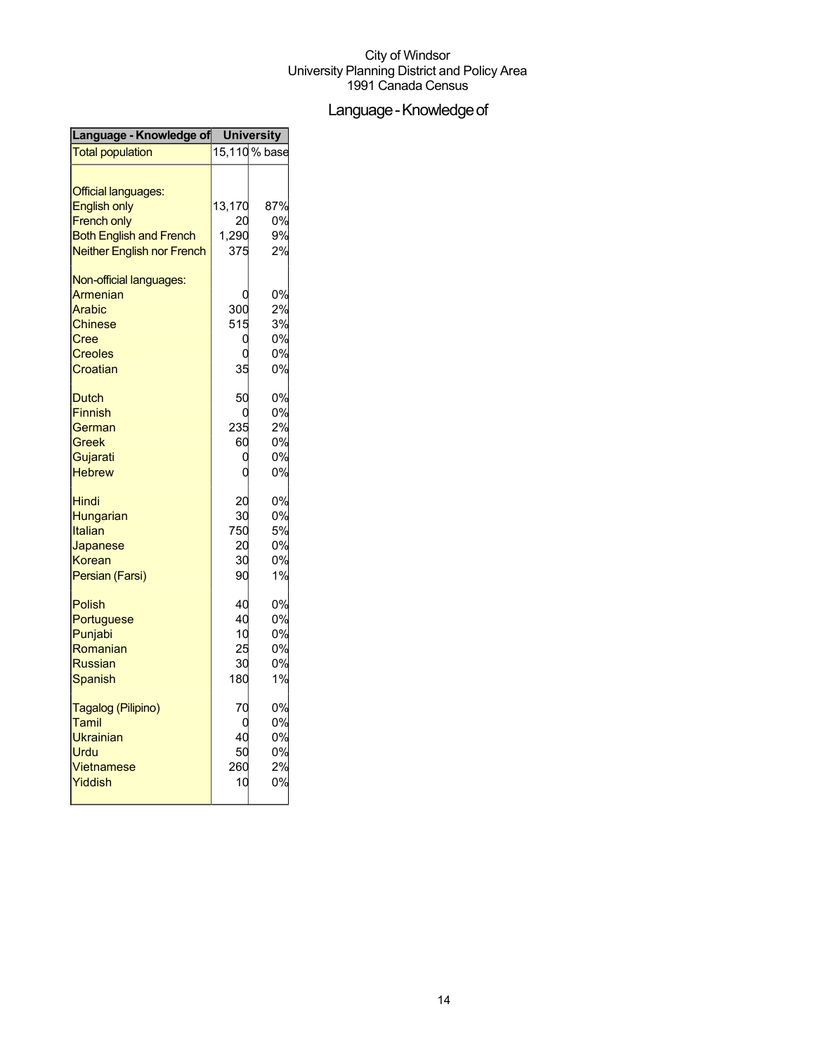City of Windsor
University Planning District and Policy Area
1991 Canada Census

# Language - Knowledge of

| Language - Knowledge of | University | |
|---|---|---|
| Total population | 15,110 | % base |
| | | |
| Official languages: | | |
| English only | 13,170 | 87% |
| French only | 20 | 0% |
| Both English and French | 1,290 | 9% |
| Neither English nor French | 375 | 2% |
| | | |
| Non-official languages: | | |
| Armenian | 0 | 0% |
| Arabic | 300 | 2% |
| Chinese | 515 | 3% |
| Cree | 0 | 0% |
| Creoles | 0 | 0% |
| Croatian | 35 | 0% |
| | | |
| Dutch | 50 | 0% |
| Finnish | 0 | 0% |
| German | 235 | 2% |
| Greek | 60 | 0% |
| Gujarati | 0 | 0% |
| Hebrew | 0 | 0% |
| | | |
| Hindi | 20 | 0% |
| Hungarian | 30 | 0% |
| Italian | 750 | 5% |
| Japanese | 20 | 0% |
| Korean | 30 | 0% |
| Persian (Farsi) | 90 | 1% |
| | | |
| Polish | 40 | 0% |
| Portuguese | 40 | 0% |
| Punjabi | 10 | 0% |
| Romanian | 25 | 0% |
| Russian | 30 | 0% |
| Spanish | 180 | 1% |
| | | |
| Tagalog (Pilipino) | 70 | 0% |
| Tamil | 0 | 0% |
| Ukrainian | 40 | 0% |
| Urdu | 50 | 0% |
| Vietnamese | 260 | 2% |
| Yiddish | 10 | 0% |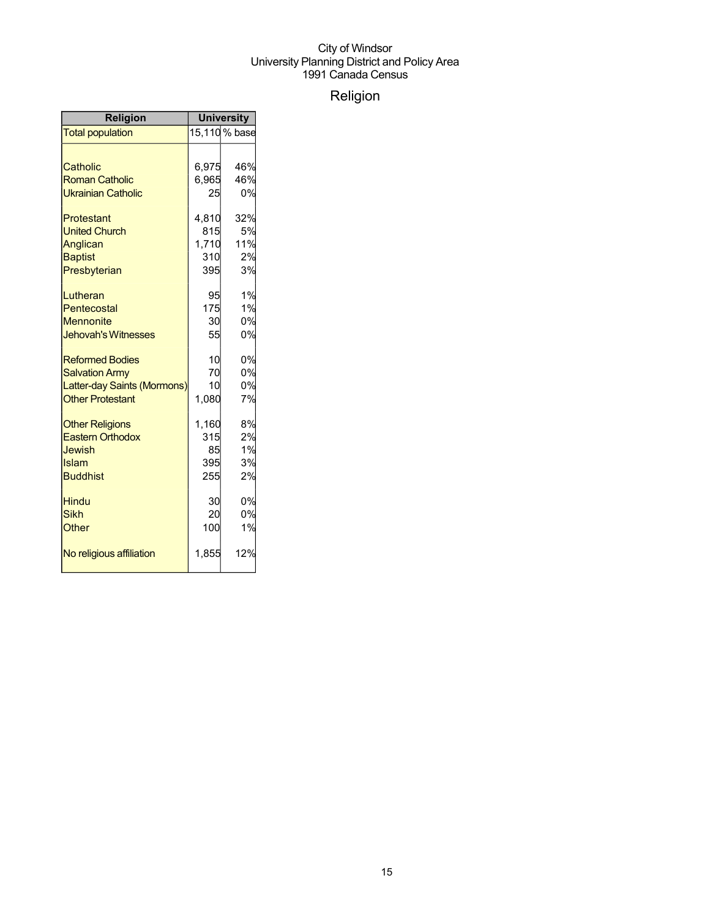City of Windsor
University Planning District and Policy Area
1991 Canada Census

# Religion

| Religion | University | |
|---|---|---|
| Total population | 15,110 | % base |
| | | |
| Catholic | 6,975 | 46% |
| Roman Catholic | 6,965 | 46% |
| Ukrainian Catholic | 25 | 0% |
| | | |
| Protestant | 4,810 | 32% |
| United Church | 815 | 5% |
| Anglican | 1,710 | 11% |
| Baptist | 310 | 2% |
| Presbyterian | 395 | 3% |
| | | |
| Lutheran | 95 | 1% |
| Pentecostal | 175 | 1% |
| Mennonite | 30 | 0% |
| Jehovah's Witnesses | 55 | 0% |
| | | |
| Reformed Bodies | 10 | 0% |
| Salvation Army | 70 | 0% |
| Latter-day Saints (Mormons) | 10 | 0% |
| Other Protestant | 1,080 | 7% |
| | | |
| Other Religions | 1,160 | 8% |
| Eastern Orthodox | 315 | 2% |
| Jewish | 85 | 1% |
| Islam | 395 | 3% |
| Buddhist | 255 | 2% |
| | | |
| Hindu | 30 | 0% |
| Sikh | 20 | 0% |
| Other | 100 | 1% |
| | | |
| No religious affiliation | 1,855 | 12% |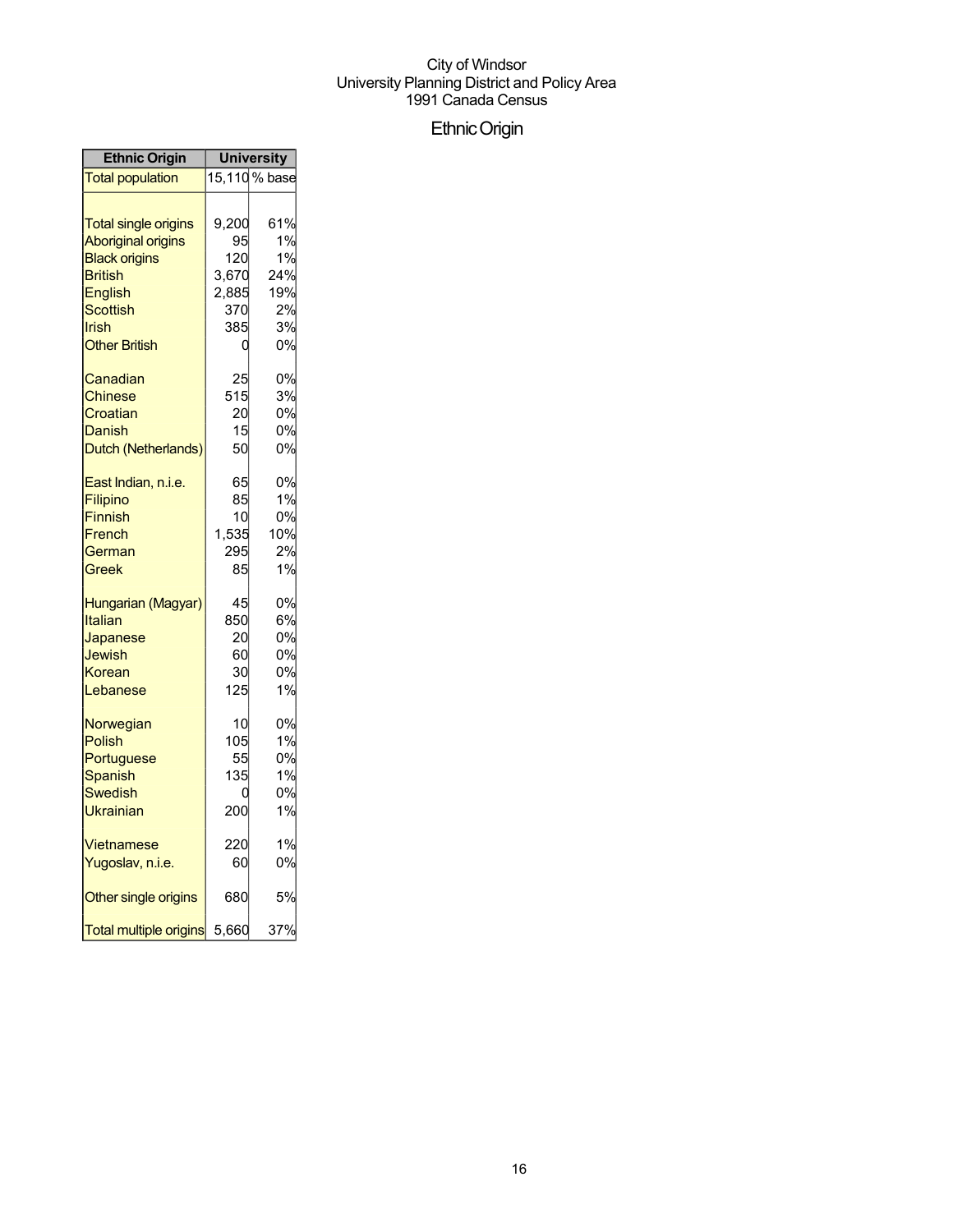City of Windsor
University Planning District and Policy Area
1991 Canada Census

# Ethnic Origin

| Ethnic Origin | University | |
|---|---|---|
| Total population | 15,110 | % base |
| | | |
| Total single origins | 9,200 | 61% |
| Aboriginal origins | 95 | 1% |
| Black origins | 120 | 1% |
| British | 3,670 | 24% |
| English | 2,885 | 19% |
| Scottish | 370 | 2% |
| Irish | 385 | 3% |
| Other British | 0 | 0% |
| | | |
| Canadian | 25 | 0% |
| Chinese | 515 | 3% |
| Croatian | 20 | 0% |
| Danish | 15 | 0% |
| Dutch (Netherlands) | 50 | 0% |
| | | |
| East Indian, n.i.e. | 65 | 0% |
| Filipino | 85 | 1% |
| Finnish | 10 | 0% |
| French | 1,535 | 10% |
| German | 295 | 2% |
| Greek | 85 | 1% |
| | | |
| Hungarian (Magyar) | 45 | 0% |
| Italian | 850 | 6% |
| Japanese | 20 | 0% |
| Jewish | 60 | 0% |
| Korean | 30 | 0% |
| Lebanese | 125 | 1% |
| | | |
| Norwegian | 10 | 0% |
| Polish | 105 | 1% |
| Portuguese | 55 | 0% |
| Spanish | 135 | 1% |
| Swedish | 0 | 0% |
| Ukrainian | 200 | 1% |
| | | |
| Vietnamese | 220 | 1% |
| Yugoslav, n.i.e. | 60 | 0% |
| | | |
| Other single origins | 680 | 5% |
| | | |
| Total multiple origins | 5,660 | 37% |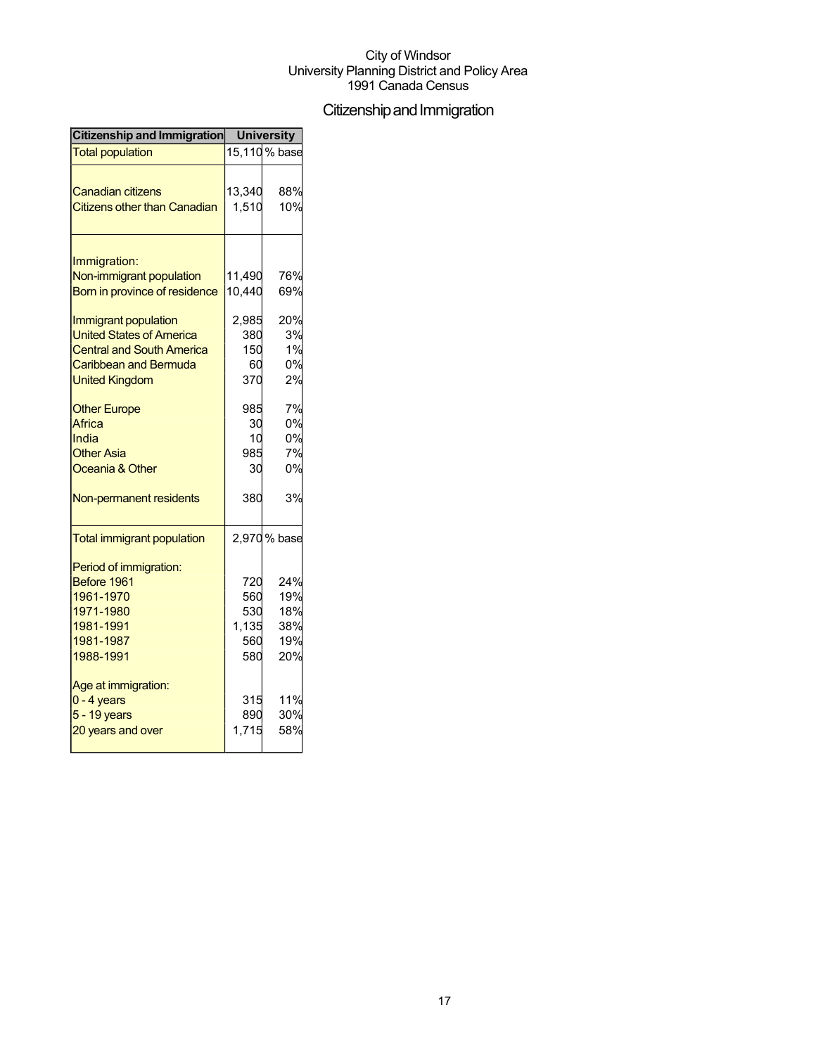City of Windsor
University Planning District and Policy Area
1991 Canada Census

# Citizenship and Immigration

| Citizenship and Immigration | University | |
|---|---|---|
| Total population | 15,110 | % base |
| | | |
| Canadian citizens | 13,340 | 88% |
| Citizens other than Canadian | 1,510 | 10% |
| | | |
| Immigration: | | |
| Non-immigrant population | 11,490 | 76% |
| Born in province of residence | 10,440 | 69% |
| | | |
| Immigrant population | 2,985 | 20% |
| United States of America | 380 | 3% |
| Central and South America | 150 | 1% |
| Caribbean and Bermuda | 60 | 0% |
| United Kingdom | 370 | 2% |
| | | |
| Other Europe | 985 | 7% |
| Africa | 30 | 0% |
| India | 10 | 0% |
| Other Asia | 985 | 7% |
| Oceania & Other | 30 | 0% |
| | | |
| Non-permanent residents | 380 | 3% |
| Total immigrant population | 2,970 | % base |
| | | |
| Period of immigration: | | |
| Before 1961 | 720 | 24% |
| 1961-1970 | 560 | 19% |
| 1971-1980 | 530 | 18% |
| 1981-1991 | 1,135 | 38% |
| 1981-1987 | 560 | 19% |
| 1988-1991 | 580 | 20% |
| | | |
| Age at immigration: | | |
| 0 - 4 years | 315 | 11% |
| 5 - 19 years | 890 | 30% |
| 20 years and over | 1,715 | 58% |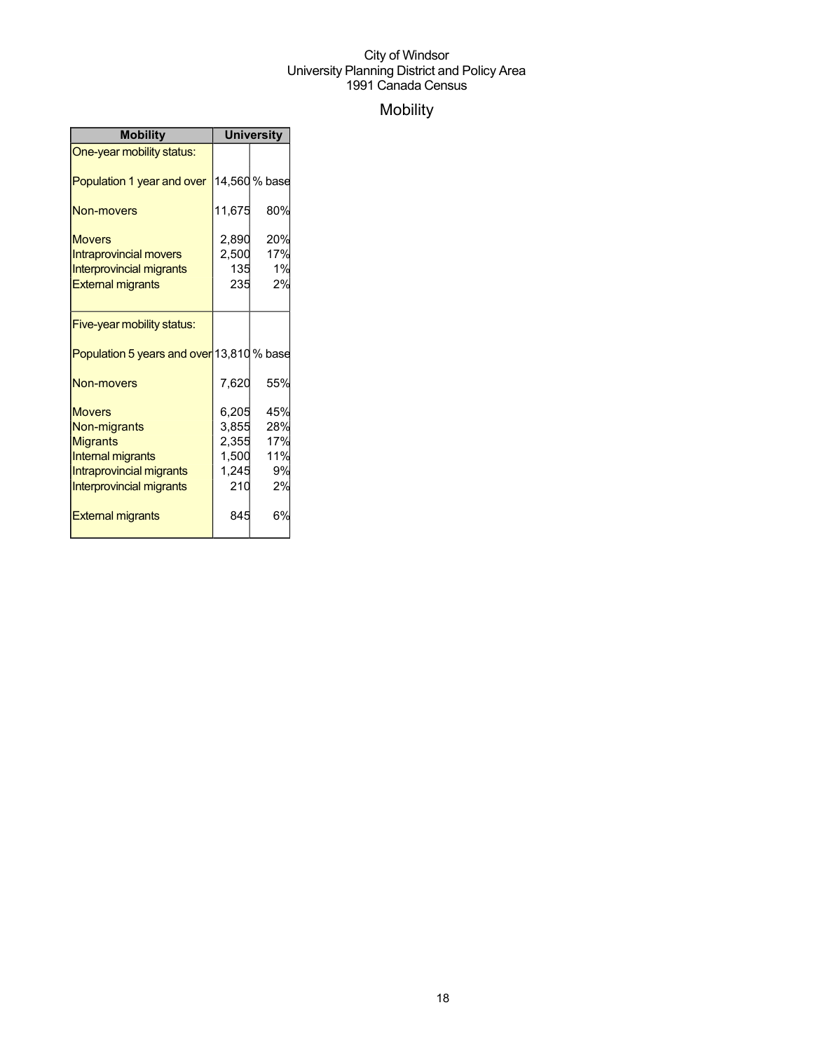City of Windsor
University Planning District and Policy Area
1991 Canada Census

# Mobility

| Mobility | University | |
|---|---|---|
| One-year mobility status: | | |
| Population 1 year and over | 14,560 | % base |
| Non-movers | 11,675 | 80% |
| Movers | 2,890 | 20% |
| Intraprovincial movers | 2,500 | 17% |
| Interprovincial migrants | 135 | 1% |
| External migrants | 235 | 2% |
| Five-year mobility status: | | |
| Population 5 years and over | 13,810 | % base |
| Non-movers | 7,620 | 55% |
| Movers | 6,205 | 45% |
| Non-migrants | 3,855 | 28% |
| Migrants | 2,355 | 17% |
| Internal migrants | 1,500 | 11% |
| Intraprovincial migrants | 1,245 | 9% |
| Interprovincial migrants | 210 | 2% |
| External migrants | 845 | 6% |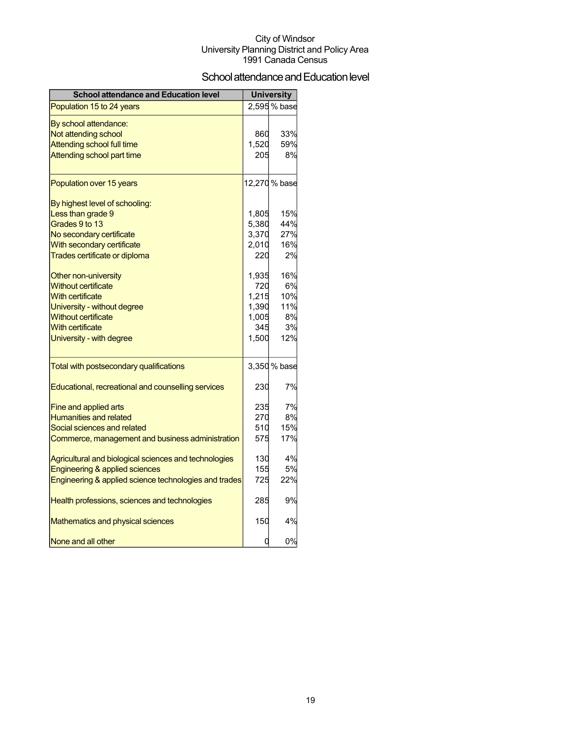City of Windsor
University Planning District and Policy Area
1991 Canada Census

# School attendance and Education level

| School attendance and Education level | University | |
|---|---|---|
| Population 15 to 24 years | 2,595 | % base |
| By school attendance: | | |
| Not attending school | 860 | 33% |
| Attending school full time | 1,520 | 59% |
| Attending school part time | 205 | 8% |
| Population over 15 years | 12,270 | % base |
| By highest level of schooling: | | |
| Less than grade 9 | 1,805 | 15% |
| Grades 9 to 13 | 5,380 | 44% |
| No secondary certificate | 3,370 | 27% |
| With secondary certificate | 2,010 | 16% |
| Trades certificate or diploma | 220 | 2% |
| Other non-university | 1,935 | 16% |
| Without certificate | 720 | 6% |
| With certificate | 1,215 | 10% |
| University - without degree | 1,390 | 11% |
| Without certificate | 1,005 | 8% |
| With certificate | 345 | 3% |
| University - with degree | 1,500 | 12% |
| Total with postsecondary qualifications | 3,350 | % base |
| Educational, recreational and counselling services | 230 | 7% |
| Fine and applied arts | 235 | 7% |
| Humanities and related | 270 | 8% |
| Social sciences and related | 510 | 15% |
| Commerce, management and business administration | 575 | 17% |
| Agricultural and biological sciences and technologies | 130 | 4% |
| Engineering & applied sciences | 155 | 5% |
| Engineering & applied science technologies and trades | 725 | 22% |
| Health professions, sciences and technologies | 285 | 9% |
| Mathematics and physical sciences | 150 | 4% |
| None and all other | 0 | 0% |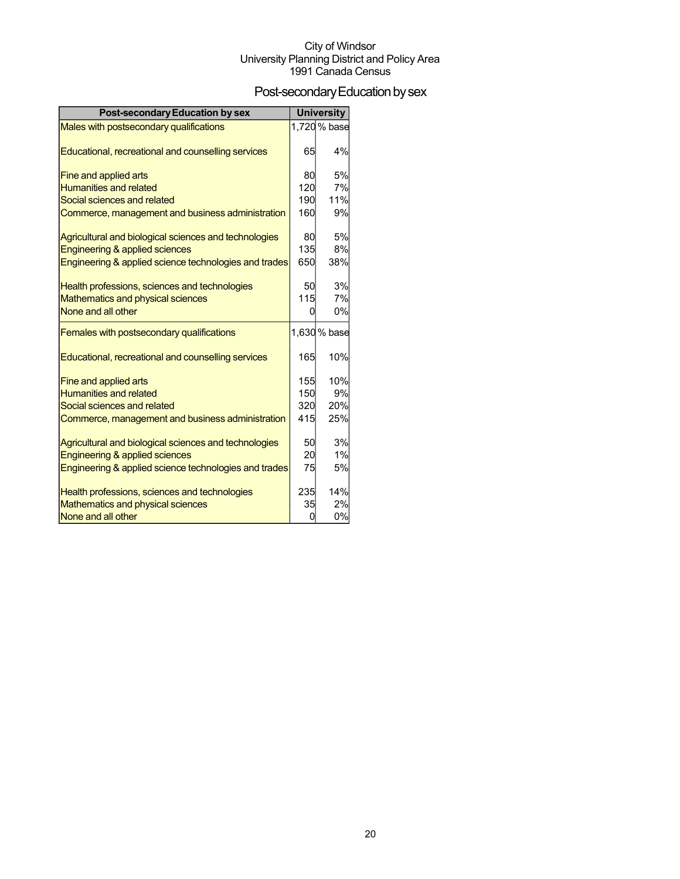City of Windsor
University Planning District and Policy Area
1991 Canada Census

# Post-secondary Education by sex

| Post-secondary Education by sex | University | |
|---|---|---|
| Males with postsecondary qualifications | 1,720 | % base |
| Educational, recreational and counselling services | 65 | 4% |
| Fine and applied arts | 80 | 5% |
| Humanities and related | 120 | 7% |
| Social sciences and related | 190 | 11% |
| Commerce, management and business administration | 160 | 9% |
| Agricultural and biological sciences and technologies | 80 | 5% |
| Engineering & applied sciences | 135 | 8% |
| Engineering & applied science technologies and trades | 650 | 38% |
| Health professions, sciences and technologies | 50 | 3% |
| Mathematics and physical sciences | 115 | 7% |
| None and all other | 0 | 0% |
| Females with postsecondary qualifications | 1,630 | % base |
| Educational, recreational and counselling services | 165 | 10% |
| Fine and applied arts | 155 | 10% |
| Humanities and related | 150 | 9% |
| Social sciences and related | 320 | 20% |
| Commerce, management and business administration | 415 | 25% |
| Agricultural and biological sciences and technologies | 50 | 3% |
| Engineering & applied sciences | 20 | 1% |
| Engineering & applied science technologies and trades | 75 | 5% |
| Health professions, sciences and technologies | 235 | 14% |
| Mathematics and physical sciences | 35 | 2% |
| None and all other | 0 | 0% |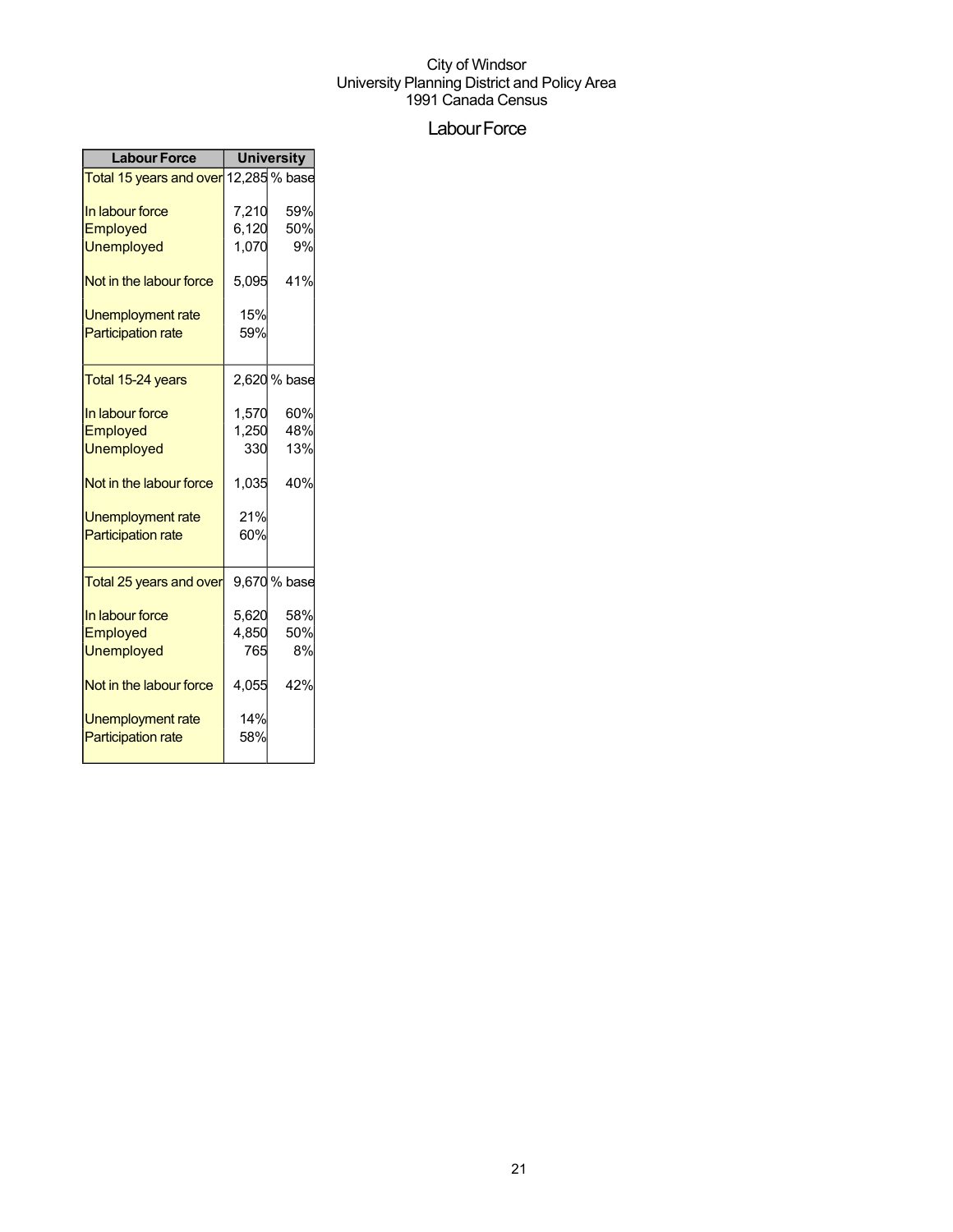City of Windsor
University Planning District and Policy Area
1991 Canada Census

# Labour Force

| Labour Force | University | |
|---|---|---|
| Total 15 years and over | 12,285 | % base |
| In labour force | 7,210 | 59% |
| Employed | 6,120 | 50% |
| Unemployed | 1,070 | 9% |
| Not in the labour force | 5,095 | 41% |
| Unemployment rate | 15% | |
| Participation rate | 59% | |
| Total 15-24 years | 2,620 | % base |
| In labour force | 1,570 | 60% |
| Employed | 1,250 | 48% |
| Unemployed | 330 | 13% |
| Not in the labour force | 1,035 | 40% |
| Unemployment rate | 21% | |
| Participation rate | 60% | |
| Total 25 years and over | 9,670 | % base |
| In labour force | 5,620 | 58% |
| Employed | 4,850 | 50% |
| Unemployed | 765 | 8% |
| Not in the labour force | 4,055 | 42% |
| Unemployment rate | 14% | |
| Participation rate | 58% | |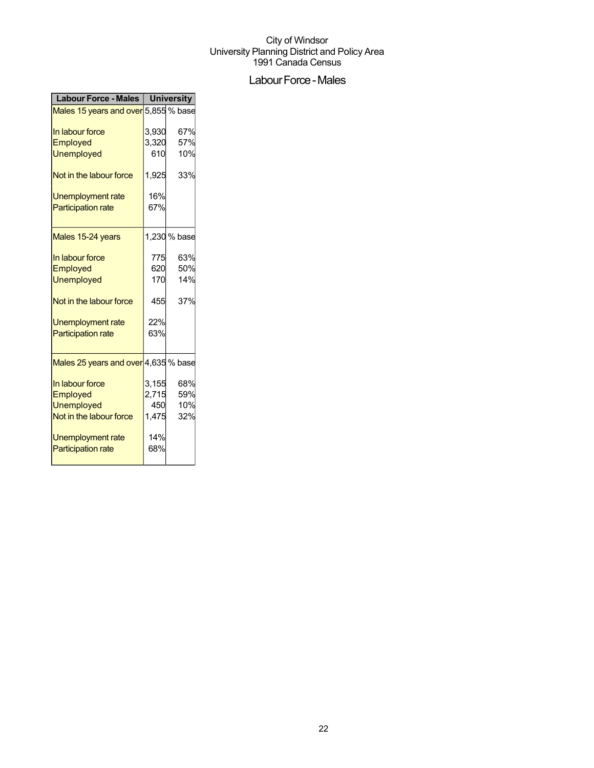City of Windsor
University Planning District and Policy Area
1991 Canada Census

# Labour Force - Males

| Labour Force - Males | University | |
|---|---|---|
| Males 15 years and over | 5,855 | % base |
| In labour force | 3,930 | 67% |
| Employed | 3,320 | 57% |
| Unemployed | 610 | 10% |
| Not in the labour force | 1,925 | 33% |
| Unemployment rate | 16% | |
| Participation rate | 67% | |
| Males 15-24 years | 1,230 | % base |
| In labour force | 775 | 63% |
| Employed | 620 | 50% |
| Unemployed | 170 | 14% |
| Not in the labour force | 455 | 37% |
| Unemployment rate | 22% | |
| Participation rate | 63% | |
| Males 25 years and over | 4,635 | % base |
| In labour force | 3,155 | 68% |
| Employed | 2,715 | 59% |
| Unemployed | 450 | 10% |
| Not in the labour force | 1,475 | 32% |
| Unemployment rate | 14% | |
| Participation rate | 68% | |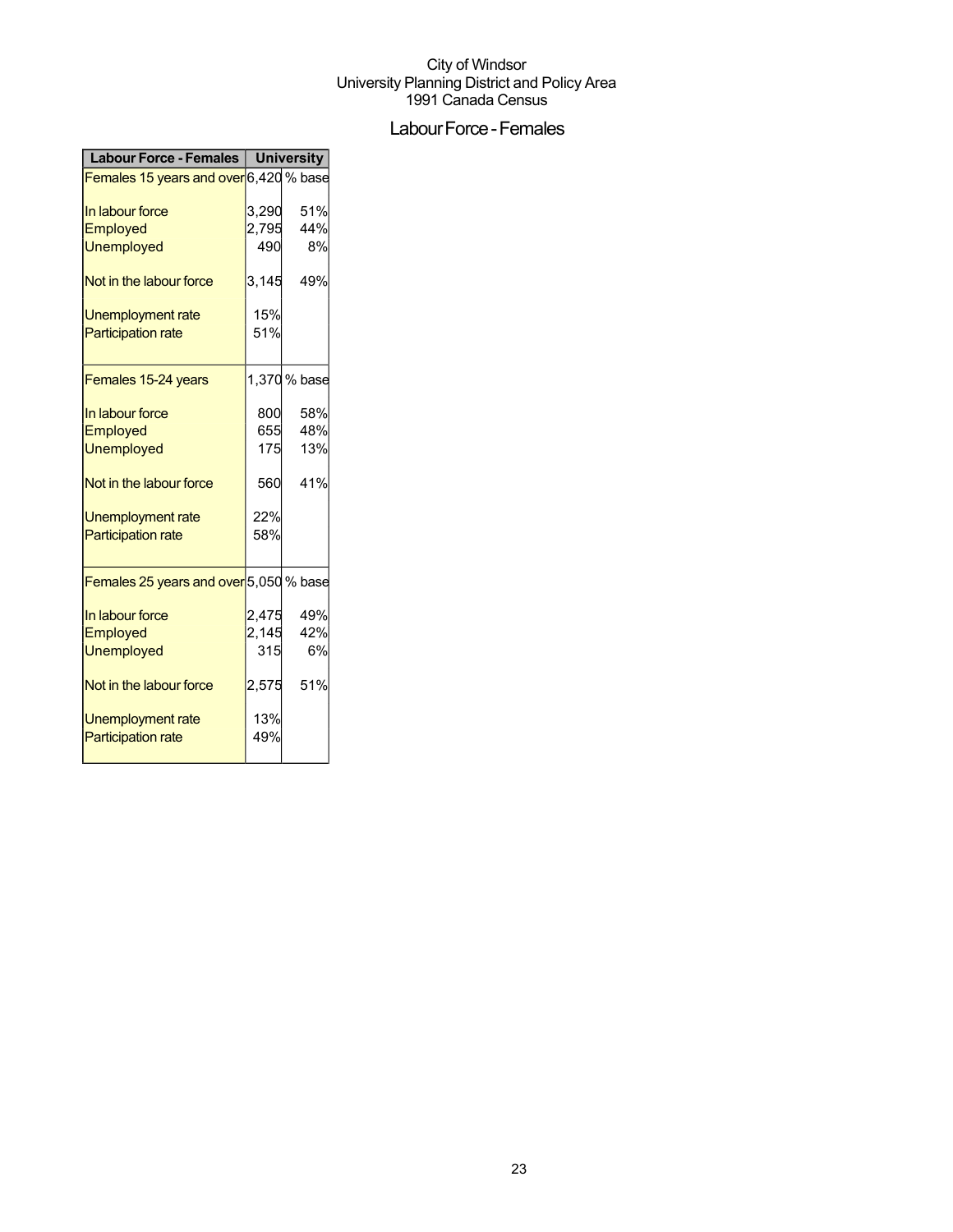City of Windsor
University Planning District and Policy Area
1991 Canada Census

# Labour Force - Females

| Labour Force - Females | University | |
|---|---|---|
| Females 15 years and over | 6,420 | % base |
| In labour force | 3,290 | 51% |
| Employed | 2,795 | 44% |
| Unemployed | 490 | 8% |
| Not in the labour force | 3,145 | 49% |
| Unemployment rate | 15% | |
| Participation rate | 51% | |
| Females 15-24 years | 1,370 | % base |
| In labour force | 800 | 58% |
| Employed | 655 | 48% |
| Unemployed | 175 | 13% |
| Not in the labour force | 560 | 41% |
| Unemployment rate | 22% | |
| Participation rate | 58% | |
| Females 25 years and over | 5,050 | % base |
| In labour force | 2,475 | 49% |
| Employed | 2,145 | 42% |
| Unemployed | 315 | 6% |
| Not in the labour force | 2,575 | 51% |
| Unemployment rate | 13% | |
| Participation rate | 49% | |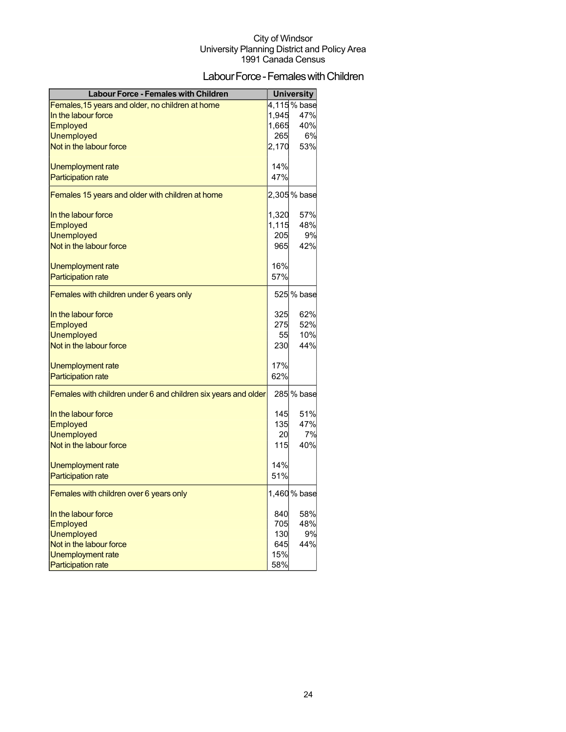City of Windsor
University Planning District and Policy Area
1991 Canada Census

# Labour Force - Females with Children

| Labour Force - Females with Children | University | |
|---|---|---|
| Females,15 years and older, no children at home | 4,115 | % base |
| In the labour force | 1,945 | 47% |
| Employed | 1,665 | 40% |
| Unemployed | 265 | 6% |
| Not in the labour force | 2,170 | 53% |
| | | |
| Unemployment rate | 14% | |
| Participation rate | 47% | |
| Females 15 years and older with children at home | 2,305 | % base |
| | | |
| In the labour force | 1,320 | 57% |
| Employed | 1,115 | 48% |
| Unemployed | 205 | 9% |
| Not in the labour force | 965 | 42% |
| | | |
| Unemployment rate | 16% | |
| Participation rate | 57% | |
| Females with children under 6 years only | 525 | % base |
| | | |
| In the labour force | 325 | 62% |
| Employed | 275 | 52% |
| Unemployed | 55 | 10% |
| Not in the labour force | 230 | 44% |
| | | |
| Unemployment rate | 17% | |
| Participation rate | 62% | |
| Females with children under 6 and children six years and older | 285 | % base |
| | | |
| In the labour force | 145 | 51% |
| Employed | 135 | 47% |
| Unemployed | 20 | 7% |
| Not in the labour force | 115 | 40% |
| | | |
| Unemployment rate | 14% | |
| Participation rate | 51% | |
| Females with children over 6 years only | 1,460 | % base |
| | | |
| In the labour force | 840 | 58% |
| Employed | 705 | 48% |
| Unemployed | 130 | 9% |
| Not in the labour force | 645 | 44% |
| Unemployment rate | 15% | |
| Participation rate | 58% | |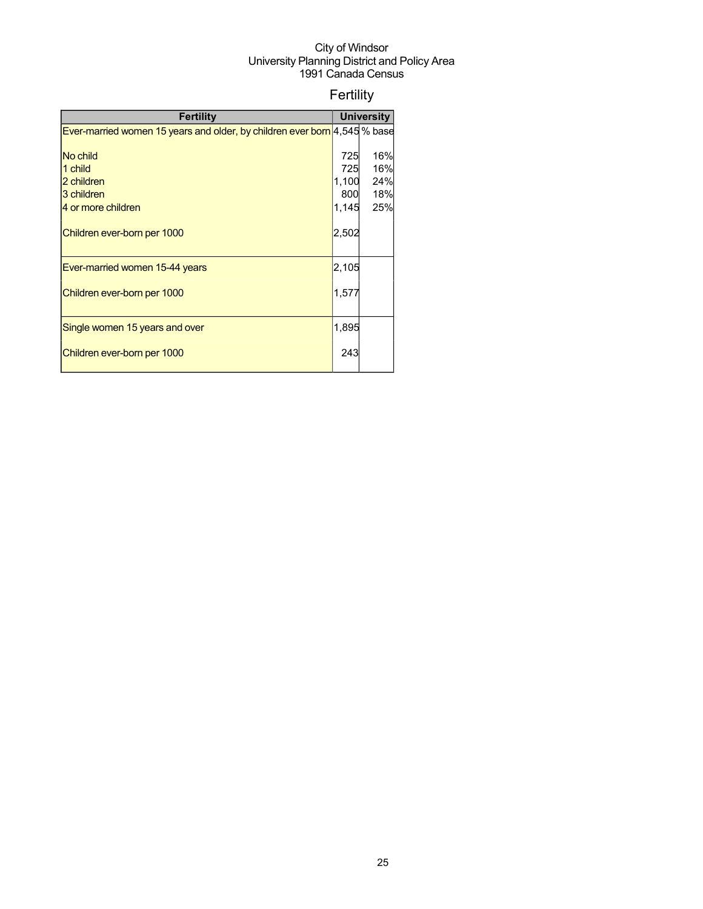City of Windsor
University Planning District and Policy Area
1991 Canada Census

# Fertility

| Fertility | University | |
|---|---|---|
| Ever-married women 15 years and older, by children ever born | 4,545 | % base |
| No child | 725 | 16% |
| 1 child | 725 | 16% |
| 2 children | 1,100 | 24% |
| 3 children | 800 | 18% |
| 4 or more children | 1,145 | 25% |
| Children ever-born per 1000 | 2,502 | |
| Ever-married women 15-44 years | 2,105 | |
| Children ever-born per 1000 | 1,577 | |
| Single women 15 years and over | 1,895 | |
| Children ever-born per 1000 | 243 | |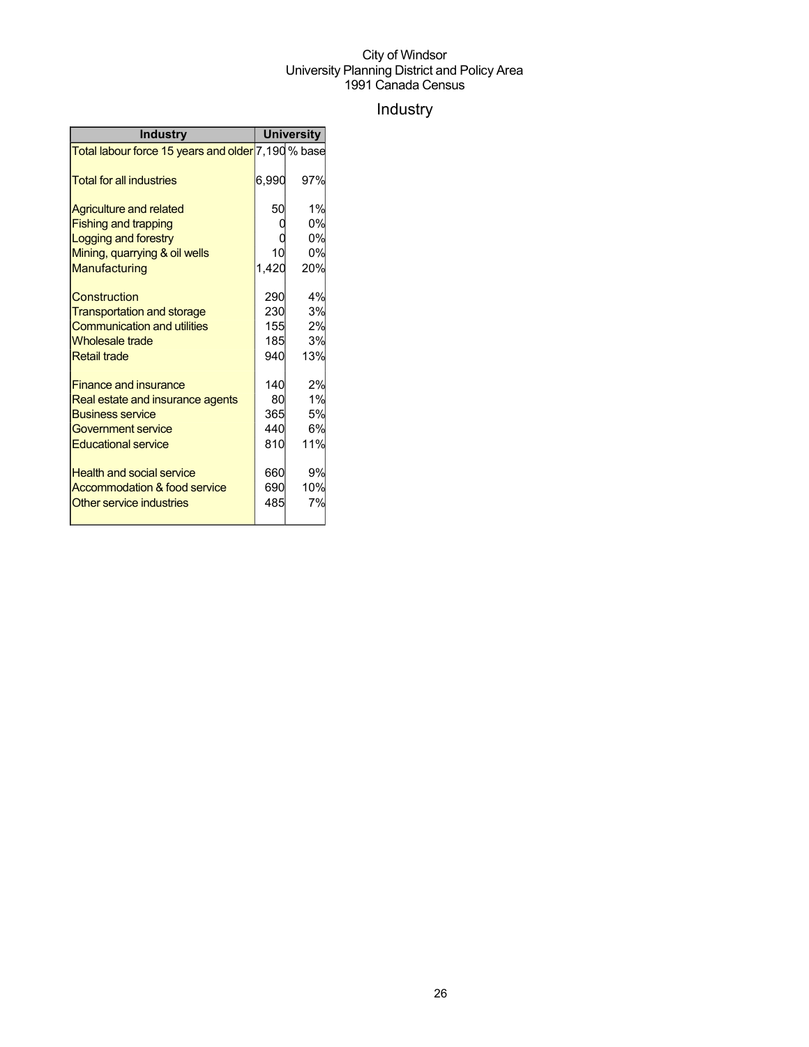City of Windsor
University Planning District and Policy Area
1991 Canada Census

# Industry

| Industry | University | |
|---|---|---|
| Total labour force 15 years and older | 7,190 | % base |
| Total for all industries | 6,990 | 97% |
| Agriculture and related | 50 | 1% |
| Fishing and trapping | 0 | 0% |
| Logging and forestry | 0 | 0% |
| Mining, quarrying & oil wells | 10 | 0% |
| Manufacturing | 1,420 | 20% |
| Construction | 290 | 4% |
| Transportation and storage | 230 | 3% |
| Communication and utilities | 155 | 2% |
| Wholesale trade | 185 | 3% |
| Retail trade | 940 | 13% |
| Finance and insurance | 140 | 2% |
| Real estate and insurance agents | 80 | 1% |
| Business service | 365 | 5% |
| Government service | 440 | 6% |
| Educational service | 810 | 11% |
| Health and social service | 660 | 9% |
| Accommodation & food service | 690 | 10% |
| Other service industries | 485 | 7% |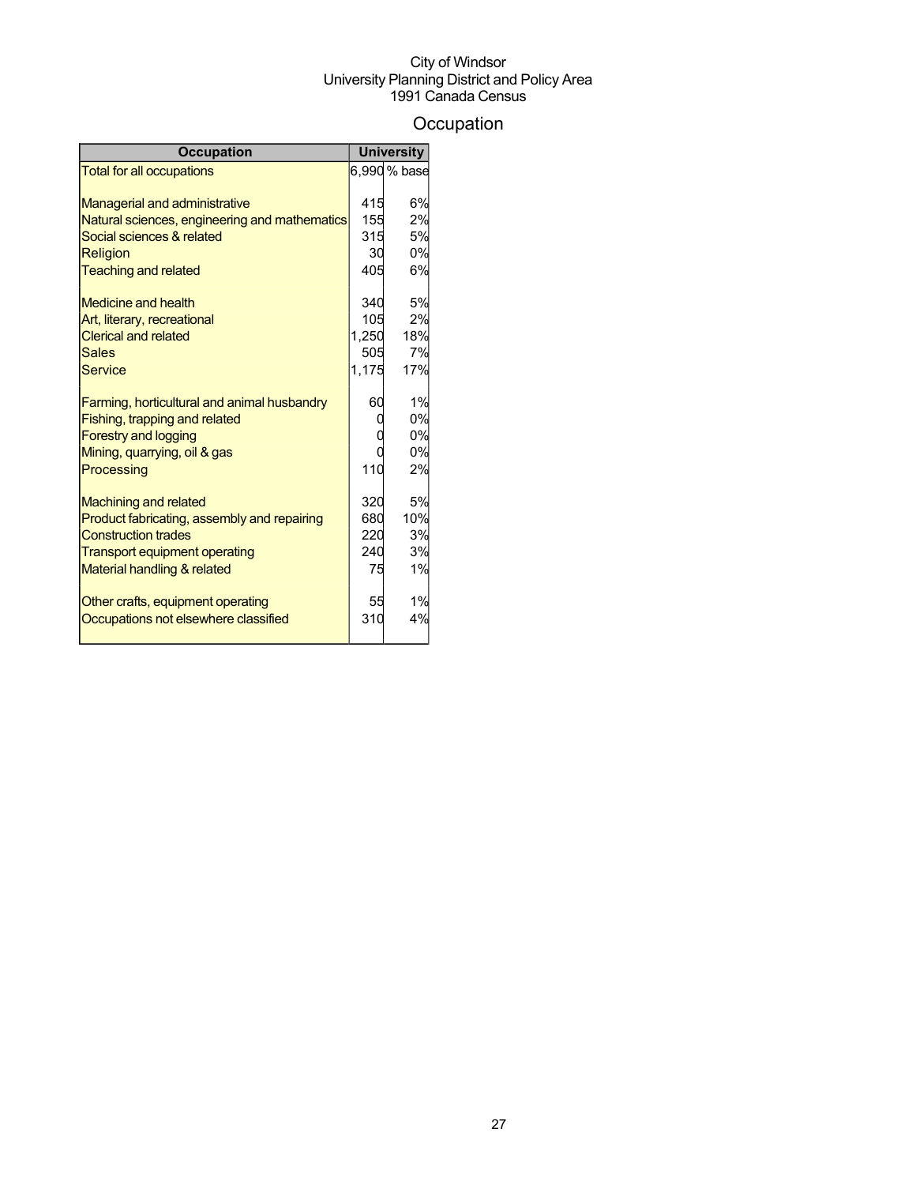City of Windsor
University Planning District and Policy Area
1991 Canada Census

# Occupation

| Occupation | University | |
|---|---|---|
| Total for all occupations | 6,990 | % base |
| | | |
| Managerial and administrative | 415 | 6% |
| Natural sciences, engineering and mathematics | 155 | 2% |
| Social sciences & related | 315 | 5% |
| Religion | 30 | 0% |
| Teaching and related | 405 | 6% |
| | | |
| Medicine and health | 340 | 5% |
| Art, literary, recreational | 105 | 2% |
| Clerical and related | 1,250 | 18% |
| Sales | 505 | 7% |
| Service | 1,175 | 17% |
| | | |
| Farming, horticultural and animal husbandry | 60 | 1% |
| Fishing, trapping and related | 0 | 0% |
| Forestry and logging | 0 | 0% |
| Mining, quarrying, oil & gas | 0 | 0% |
| Processing | 110 | 2% |
| | | |
| Machining and related | 320 | 5% |
| Product fabricating, assembly and repairing | 680 | 10% |
| Construction trades | 220 | 3% |
| Transport equipment operating | 240 | 3% |
| Material handling & related | 75 | 1% |
| | | |
| Other crafts, equipment operating | 55 | 1% |
| Occupations not elsewhere classified | 310 | 4% |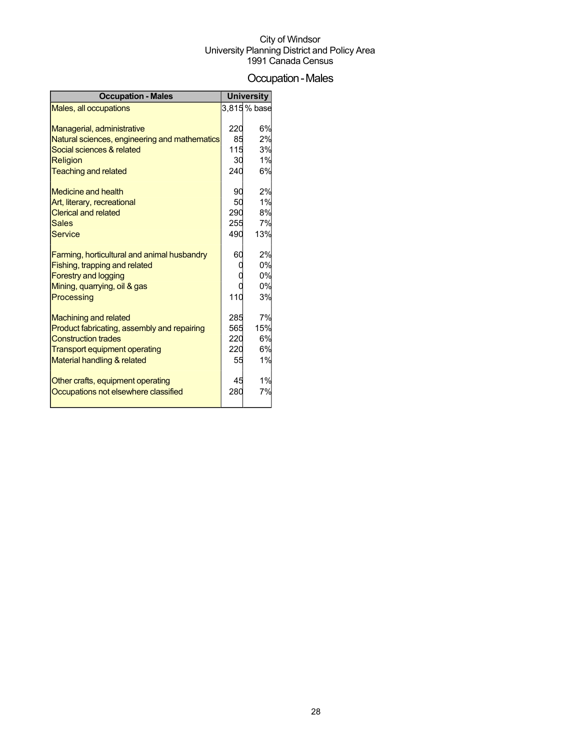City of Windsor
University Planning District and Policy Area
1991 Canada Census

# Occupation - Males

| Occupation - Males | University | |
|---|---|---|
| Males, all occupations | 3,815 | % base |
| | | |
| Managerial, administrative | 220 | 6% |
| Natural sciences, engineering and mathematics | 85 | 2% |
| Social sciences & related | 115 | 3% |
| Religion | 30 | 1% |
| Teaching and related | 240 | 6% |
| | | |
| Medicine and health | 90 | 2% |
| Art, literary, recreational | 50 | 1% |
| Clerical and related | 290 | 8% |
| Sales | 255 | 7% |
| Service | 490 | 13% |
| | | |
| Farming, horticultural and animal husbandry | 60 | 2% |
| Fishing, trapping and related | 0 | 0% |
| Forestry and logging | 0 | 0% |
| Mining, quarrying, oil & gas | 0 | 0% |
| Processing | 110 | 3% |
| | | |
| Machining and related | 285 | 7% |
| Product fabricating, assembly and repairing | 565 | 15% |
| Construction trades | 220 | 6% |
| Transport equipment operating | 220 | 6% |
| Material handling & related | 55 | 1% |
| | | |
| Other crafts, equipment operating | 45 | 1% |
| Occupations not elsewhere classified | 280 | 7% |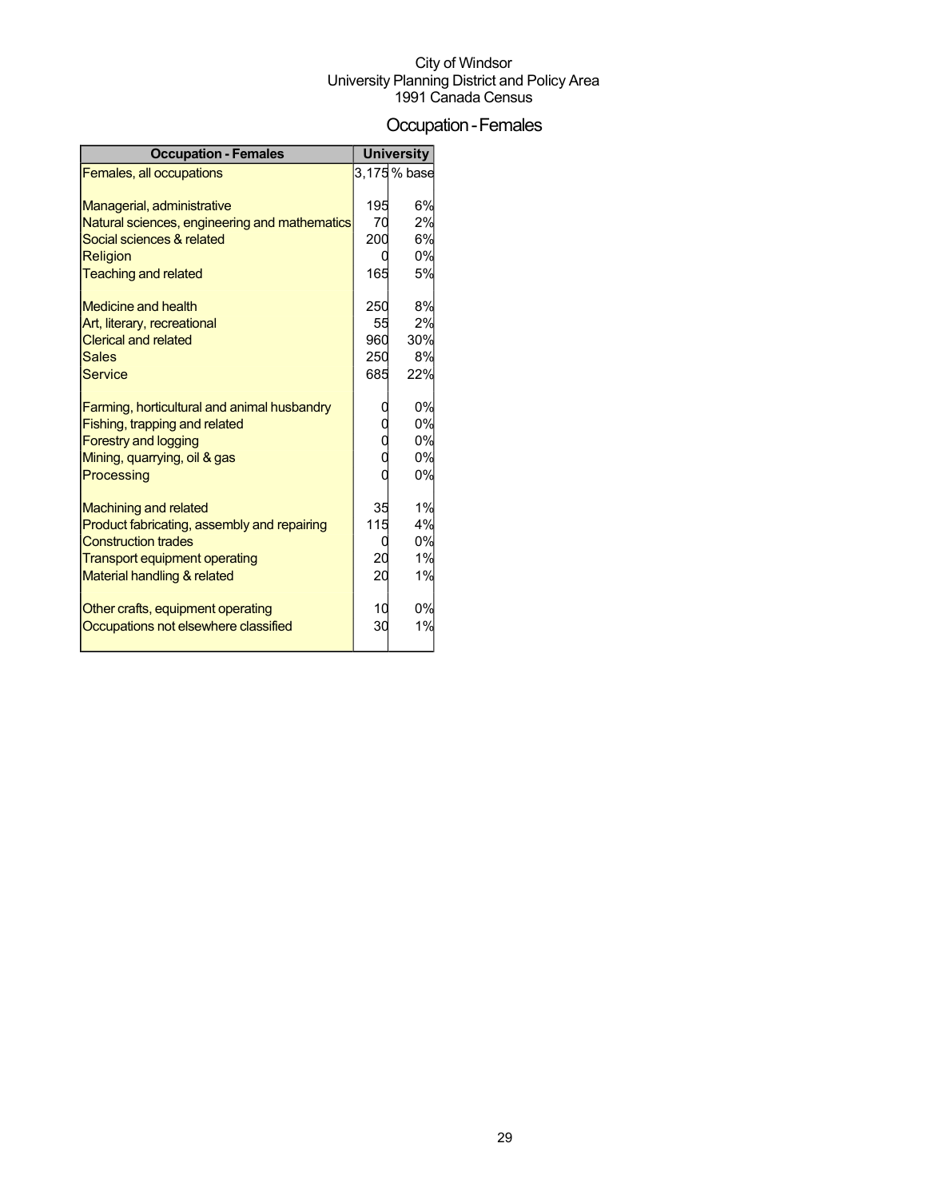City of Windsor
University Planning District and Policy Area
1991 Canada Census

# Occupation - Females

| Occupation - Females | University | |
|---|---|---|
| Females, all occupations | 3,175 | % base |
| | | |
| Managerial, administrative | 195 | 6% |
| Natural sciences, engineering and mathematics | 70 | 2% |
| Social sciences & related | 200 | 6% |
| Religion | 0 | 0% |
| Teaching and related | 165 | 5% |
| | | |
| Medicine and health | 250 | 8% |
| Art, literary, recreational | 55 | 2% |
| Clerical and related | 960 | 30% |
| Sales | 250 | 8% |
| Service | 685 | 22% |
| | | |
| Farming, horticultural and animal husbandry | 0 | 0% |
| Fishing, trapping and related | 0 | 0% |
| Forestry and logging | 0 | 0% |
| Mining, quarrying, oil & gas | 0 | 0% |
| Processing | 0 | 0% |
| | | |
| Machining and related | 35 | 1% |
| Product fabricating, assembly and repairing | 115 | 4% |
| Construction trades | 0 | 0% |
| Transport equipment operating | 20 | 1% |
| Material handling & related | 20 | 1% |
| | | |
| Other crafts, equipment operating | 10 | 0% |
| Occupations not elsewhere classified | 30 | 1% |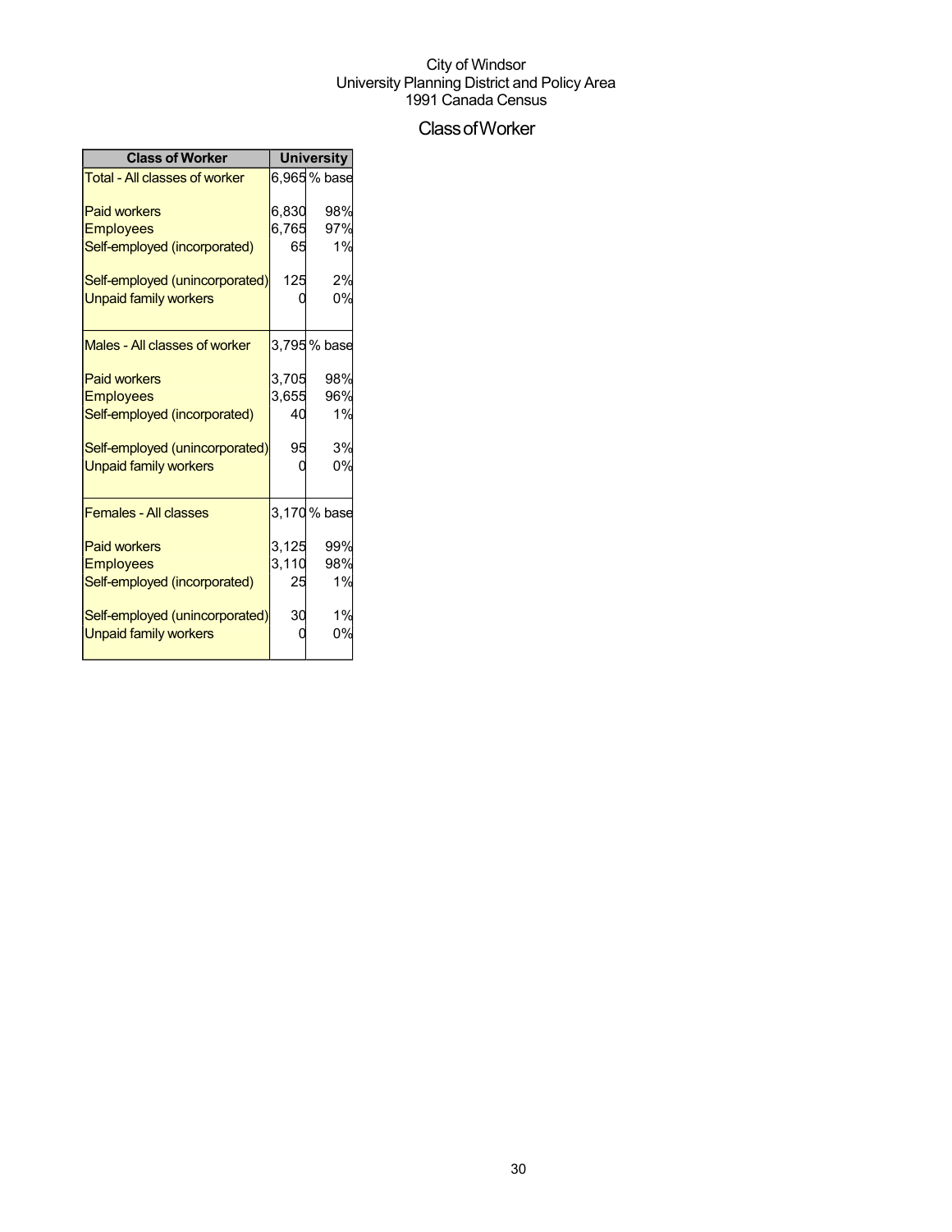City of Windsor
University Planning District and Policy Area
1991 Canada Census

# Class of Worker

| Class of Worker | University | |
|---|---|---|
| Total - All classes of worker | 6,965 | % base |
| Paid workers | 6,830 | 98% |
| Employees | 6,765 | 97% |
| Self-employed (incorporated) | 65 | 1% |
| Self-employed (unincorporated) | 125 | 2% |
| Unpaid family workers | 0 | 0% |
| Males - All classes of worker | 3,795 | % base |
| Paid workers | 3,705 | 98% |
| Employees | 3,655 | 96% |
| Self-employed (incorporated) | 40 | 1% |
| Self-employed (unincorporated) | 95 | 3% |
| Unpaid family workers | 0 | 0% |
| Females - All classes | 3,170 | % base |
| Paid workers | 3,125 | 99% |
| Employees | 3,110 | 98% |
| Self-employed (incorporated) | 25 | 1% |
| Self-employed (unincorporated) | 30 | 1% |
| Unpaid family workers | 0 | 0% |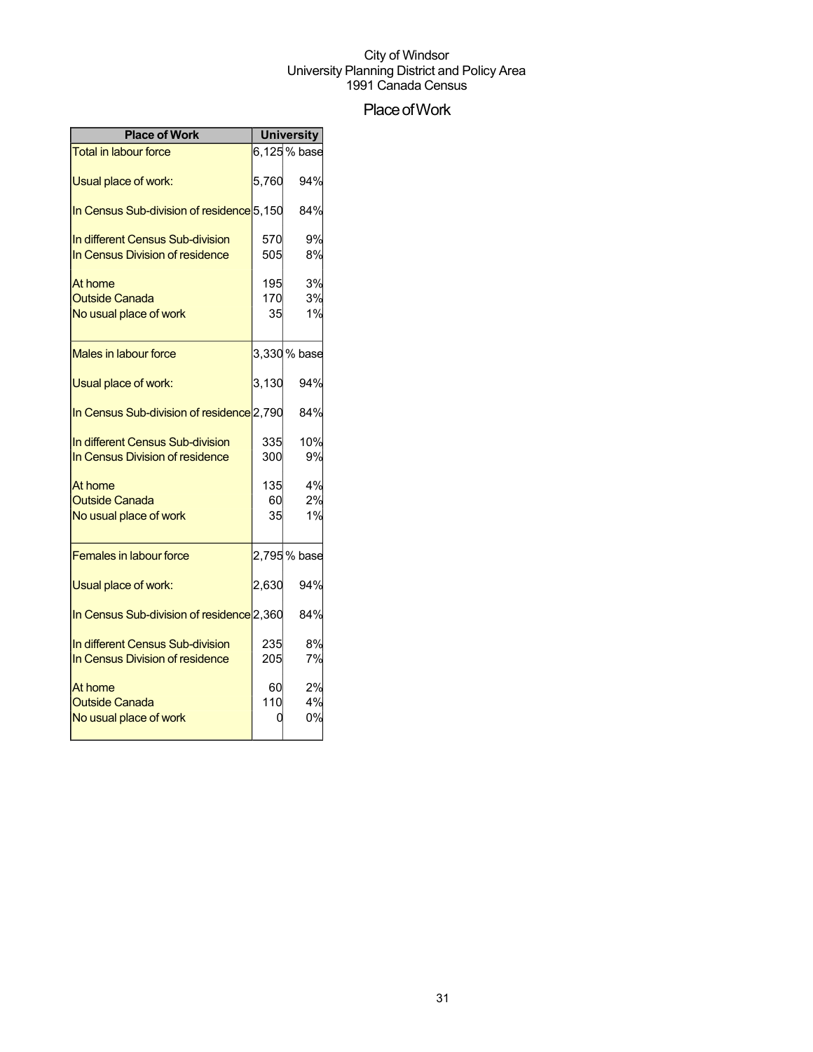City of Windsor
University Planning District and Policy Area
1991 Canada Census

# Place of Work

| Place of Work | University | |
|---|---|---|
| Total in labour force | 6,125 | % base |
| Usual place of work: | 5,760 | 94% |
| In Census Sub-division of residence | 5,150 | 84% |
| In different Census Sub-division | 570 | 9% |
| In Census Division of residence | 505 | 8% |
| At home | 195 | 3% |
| Outside Canada | 170 | 3% |
| No usual place of work | 35 | 1% |
| Males in labour force | 3,330 | % base |
| Usual place of work: | 3,130 | 94% |
| In Census Sub-division of residence | 2,790 | 84% |
| In different Census Sub-division | 335 | 10% |
| In Census Division of residence | 300 | 9% |
| At home | 135 | 4% |
| Outside Canada | 60 | 2% |
| No usual place of work | 35 | 1% |
| Females in labour force | 2,795 | % base |
| Usual place of work: | 2,630 | 94% |
| In Census Sub-division of residence | 2,360 | 84% |
| In different Census Sub-division | 235 | 8% |
| In Census Division of residence | 205 | 7% |
| At home | 60 | 2% |
| Outside Canada | 110 | 4% |
| No usual place of work | 0 | 0% |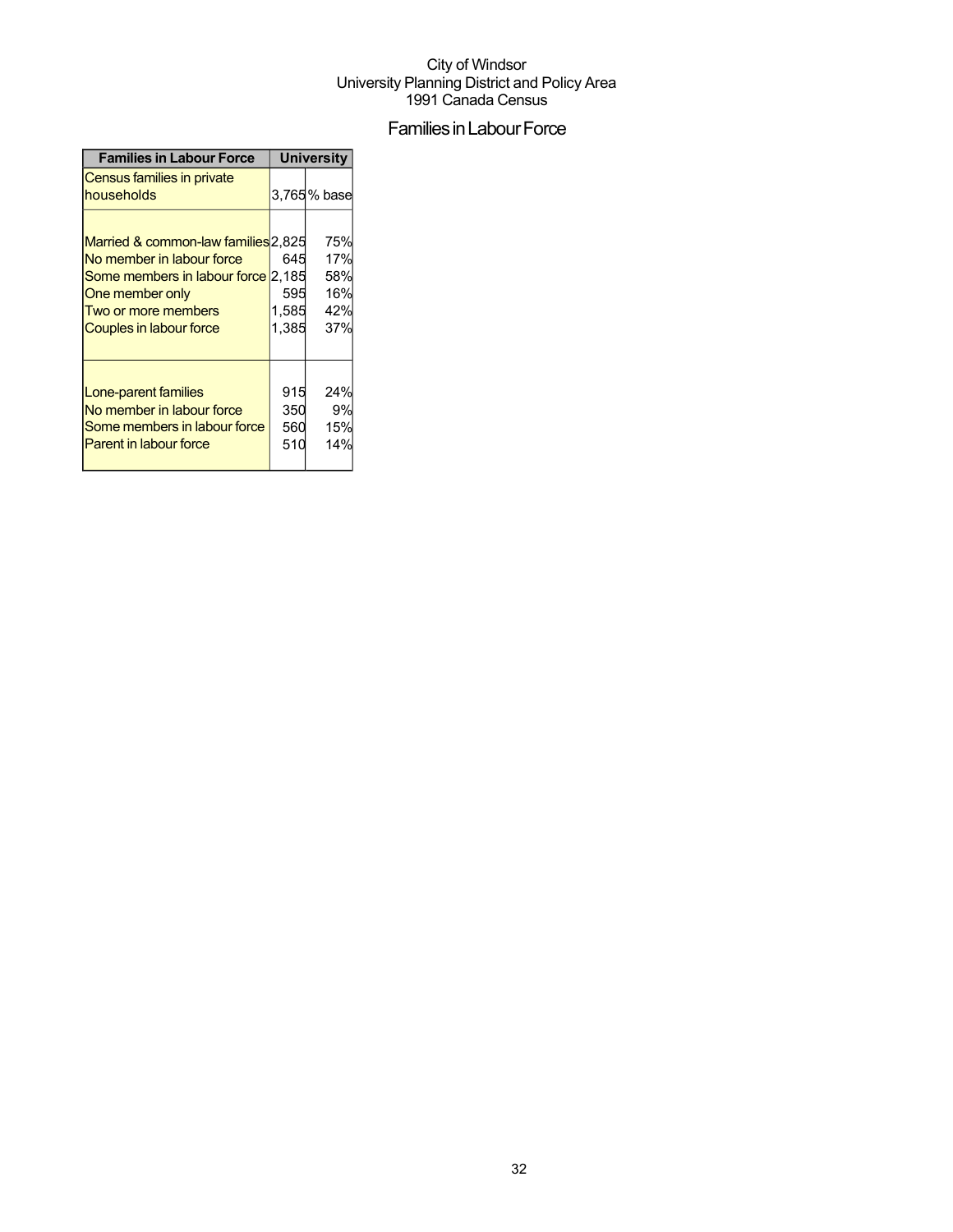City of Windsor
University Planning District and Policy Area
1991 Canada Census

# Families in Labour Force

| Families in Labour Force | University | |
|---|---|---|
| Census families in private households | 3,765 | % base |
| Married & common-law families | 2,825 | 75% |
| No member in labour force | 645 | 17% |
| Some members in labour force | 2,185 | 58% |
| One member only | 595 | 16% |
| Two or more members | 1,585 | 42% |
| Couples in labour force | 1,385 | 37% |
| Lone-parent families | 915 | 24% |
| No member in labour force | 350 | 9% |
| Some members in labour force | 560 | 15% |
| Parent in labour force | 510 | 14% |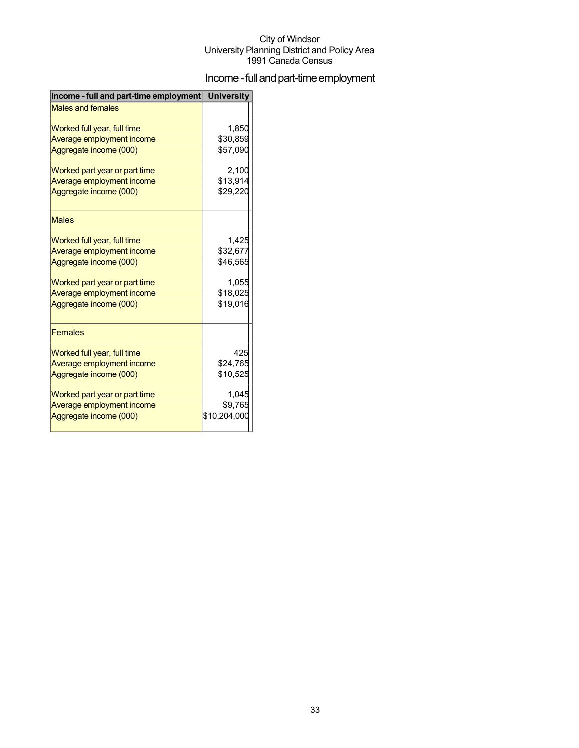City of Windsor
University Planning District and Policy Area
1991 Canada Census

# Income - full and part-time employment

| Income - full and part-time employment | University |
|---|---|
| Males and females | |
| Worked full year, full time | 1,850 |
| Average employment income | $30,859 |
| Aggregate income (000) | $57,090 |
| Worked part year or part time | 2,100 |
| Average employment income | $13,914 |
| Aggregate income (000) | $29,220 |
| Males | |
| Worked full year, full time | 1,425 |
| Average employment income | $32,677 |
| Aggregate income (000) | $46,565 |
| Worked part year or part time | 1,055 |
| Average employment income | $18,025 |
| Aggregate income (000) | $19,016 |
| Females | |
| Worked full year, full time | 425 |
| Average employment income | $24,765 |
| Aggregate income (000) | $10,525 |
| Worked part year or part time | 1,045 |
| Average employment income | $9,765 |
| Aggregate income (000) | $10,204,000 |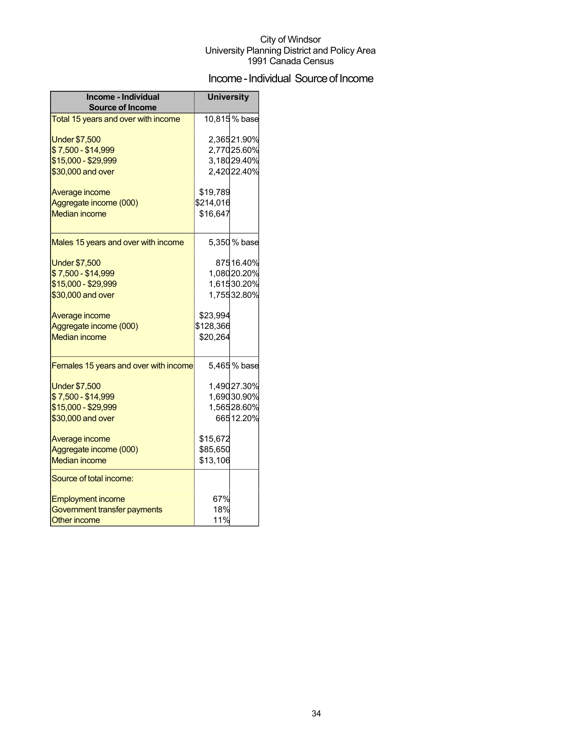City of Windsor
University Planning District and Policy Area
1991 Canada Census

# Income - Individual Source of Income

| Income - Individual Source of Income | University | |
|---|---|---|
| Total 15 years and over with income | 10,815 | % base |
| Under $7,500 | 2,365 | 21.90% |
| $ 7,500 - $14,999 | 2,770 | 25.60% |
| $15,000 - $29,999 | 3,180 | 29.40% |
| $30,000 and over | 2,420 | 22.40% |
| Average income | $19,789 | |
| Aggregate income (000) | $214,016 | |
| Median income | $16,647 | |
| Males 15 years and over with income | 5,350 | % base |
| Under $7,500 | 875 | 16.40% |
| $ 7,500 - $14,999 | 1,080 | 20.20% |
| $15,000 - $29,999 | 1,615 | 30.20% |
| $30,000 and over | 1,755 | 32.80% |
| Average income | $23,994 | |
| Aggregate income (000) | $128,366 | |
| Median income | $20,264 | |
| Females 15 years and over with income | 5,465 | % base |
| Under $7,500 | 1,490 | 27.30% |
| $ 7,500 - $14,999 | 1,690 | 30.90% |
| $15,000 - $29,999 | 1,565 | 28.60% |
| $30,000 and over | 665 | 12.20% |
| Average income | $15,672 | |
| Aggregate income (000) | $85,650 | |
| Median income | $13,106 | |
| Source of total income: | | |
| Employment income | 67% | |
| Government transfer payments | 18% | |
| Other income | 11% | |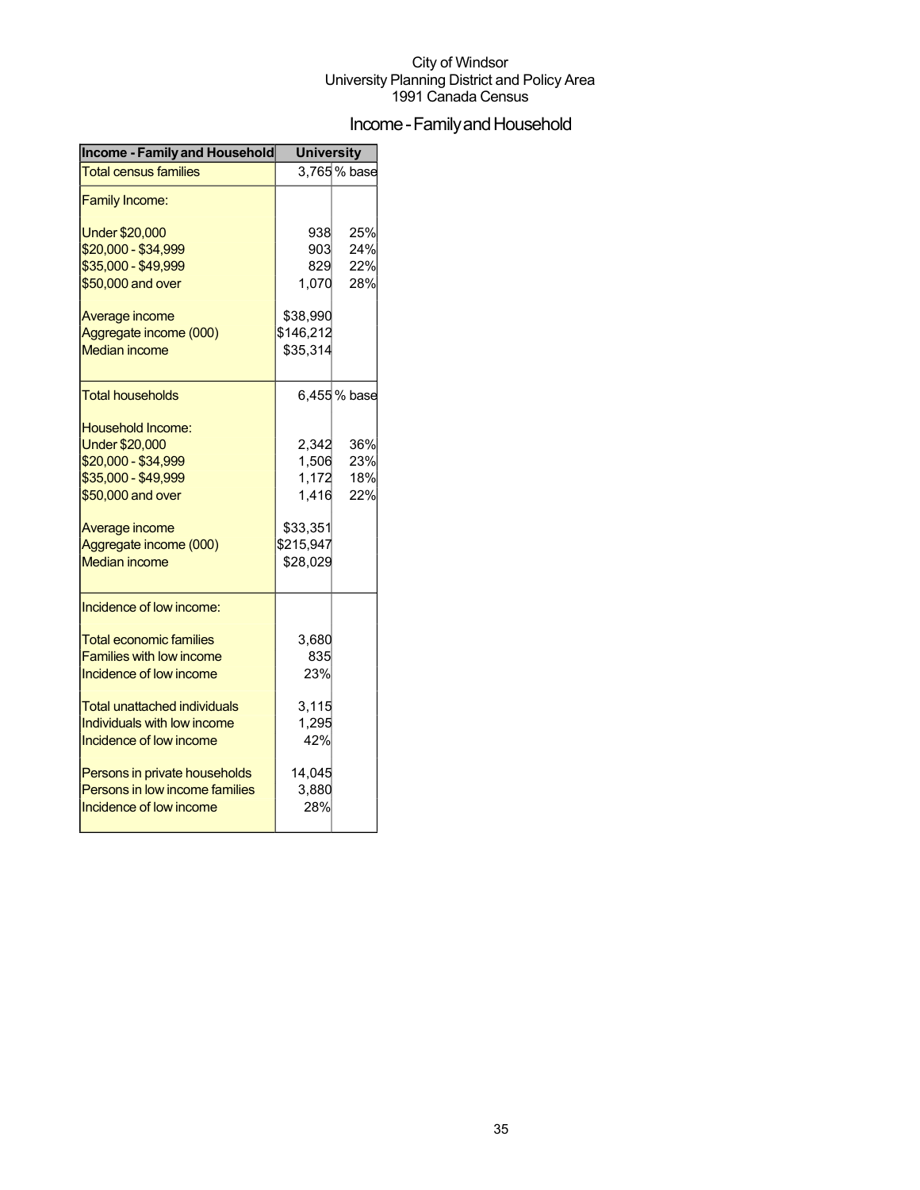City of Windsor
University Planning District and Policy Area
1991 Canada Census

# Income - Family and Household

| Income - Family and Household | University | |
|---|---|---|
| Total census families | 3,765 | % base |
| Family Income: | | |
| Under $20,000 | 938 | 25% |
| $20,000 - $34,999 | 903 | 24% |
| $35,000 - $49,999 | 829 | 22% |
| $50,000 and over | 1,070 | 28% |
| Average income | $38,990 | |
| Aggregate income (000) | $146,212 | |
| Median income | $35,314 | |
| Total households | 6,455 | % base |
| Household Income: | | |
| Under $20,000 | 2,342 | 36% |
| $20,000 - $34,999 | 1,506 | 23% |
| $35,000 - $49,999 | 1,172 | 18% |
| $50,000 and over | 1,416 | 22% |
| Average income | $33,351 | |
| Aggregate income (000) | $215,947 | |
| Median income | $28,029 | |
| Incidence of low income: | | |
| Total economic families | 3,680 | |
| Families with low income | 835 | |
| Incidence of low income | 23% | |
| Total unattached individuals | 3,115 | |
| Individuals with low income | 1,295 | |
| Incidence of low income | 42% | |
| Persons in private households | 14,045 | |
| Persons in low income families | 3,880 | |
| Incidence of low income | 28% | |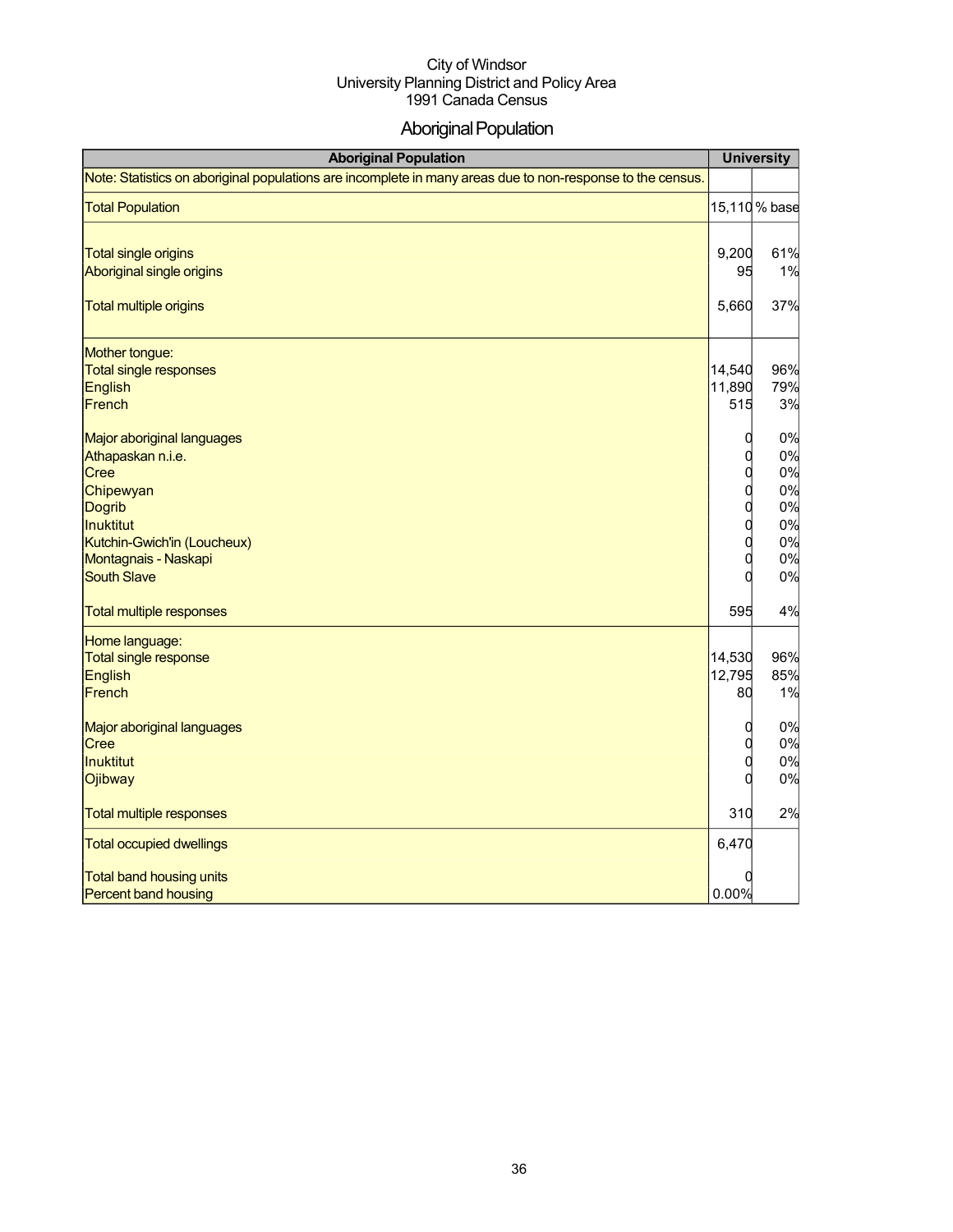City of Windsor
University Planning District and Policy Area
1991 Canada Census

# Aboriginal Population

| Aboriginal Population | University | |
|---|---|---|
| Note: Statistics on aboriginal populations are incomplete in many areas due to non-response to the census. | | |
| Total Population | 15,110 | % base |
| Total single origins | 9,200 | 61% |
| Aboriginal single origins | 95 | 1% |
| Total multiple origins | 5,660 | 37% |
| Mother tongue: | | |
| Total single responses | 14,540 | 96% |
| English | 11,890 | 79% |
| French | 515 | 3% |
| Major aboriginal languages | 0 | 0% |
| Athapaskan n.i.e. | 0 | 0% |
| Cree | 0 | 0% |
| Chipewyan | 0 | 0% |
| Dogrib | 0 | 0% |
| Inuktitut | 0 | 0% |
| Kutchin-Gwich'in (Loucheux) | 0 | 0% |
| Montagnais - Naskapi | 0 | 0% |
| South Slave | 0 | 0% |
| Total multiple responses | 595 | 4% |
| Home language: | | |
| Total single response | 14,530 | 96% |
| English | 12,795 | 85% |
| French | 80 | 1% |
| Major aboriginal languages | 0 | 0% |
| Cree | 0 | 0% |
| Inuktitut | 0 | 0% |
| Ojibway | 0 | 0% |
| Total multiple responses | 310 | 2% |
| Total occupied dwellings | 6,470 | |
| Total band housing units | 0 | |
| Percent band housing | 0.00% | |